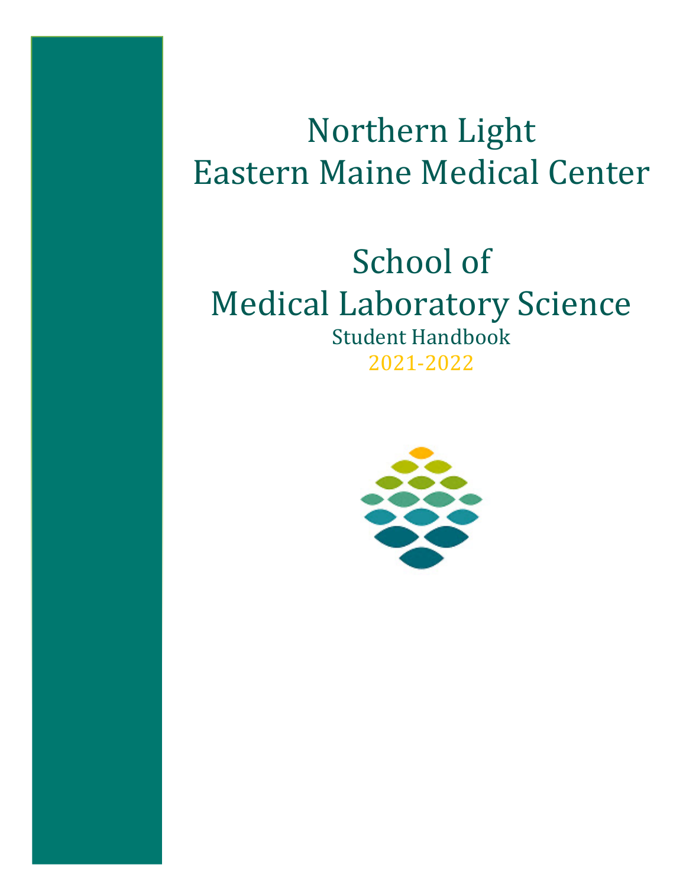# Northern Light
# Eastern Maine Medical Center

# School of
# Medical Laboratory Science

## Student Handbook

2021-2022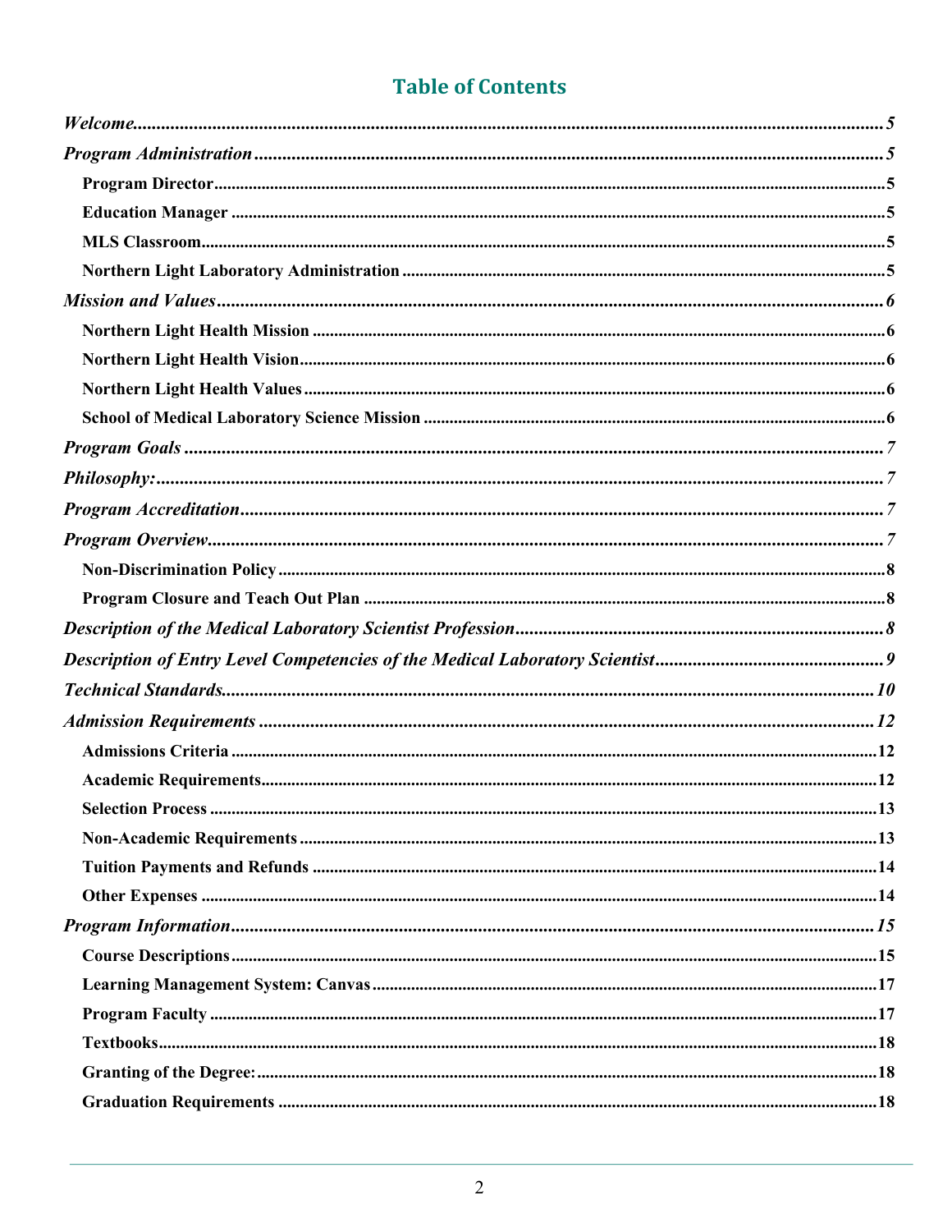## Table of Contents

*Welcome* ............ 5

*Program Administration* ............ 5

- **Program Director** ............ 5
- **Education Manager** ............ 5
- **MLS Classroom** ............ 5
- **Northern Light Laboratory Administration** ............ 5

*Mission and Values* ............ 6

- **Northern Light Health Mission** ............ 6
- **Northern Light Health Vision** ............ 6
- **Northern Light Health Values** ............ 6
- **School of Medical Laboratory Science Mission** ............ 6

*Program Goals* ............ 7

*Philosophy:* ............ 7

*Program Accreditation* ............ 7

*Program Overview* ............ 7

- **Non-Discrimination Policy** ............ 8
- **Program Closure and Teach Out Plan** ............ 8

*Description of the Medical Laboratory Scientist Profession* ............ 8

*Description of Entry Level Competencies of the Medical Laboratory Scientist* ............ 9

*Technical Standards* ............ 10

*Admission Requirements* ............ 12

- **Admissions Criteria** ............ 12
- **Academic Requirements** ............ 12
- **Selection Process** ............ 13
- **Non-Academic Requirements** ............ 13
- **Tuition Payments and Refunds** ............ 14
- **Other Expenses** ............ 14

*Program Information* ............ 15

- **Course Descriptions** ............ 15
- **Learning Management System: Canvas** ............ 17
- **Program Faculty** ............ 17
- **Textbooks** ............ 18
- **Granting of the Degree:** ............ 18
- **Graduation Requirements** ............ 18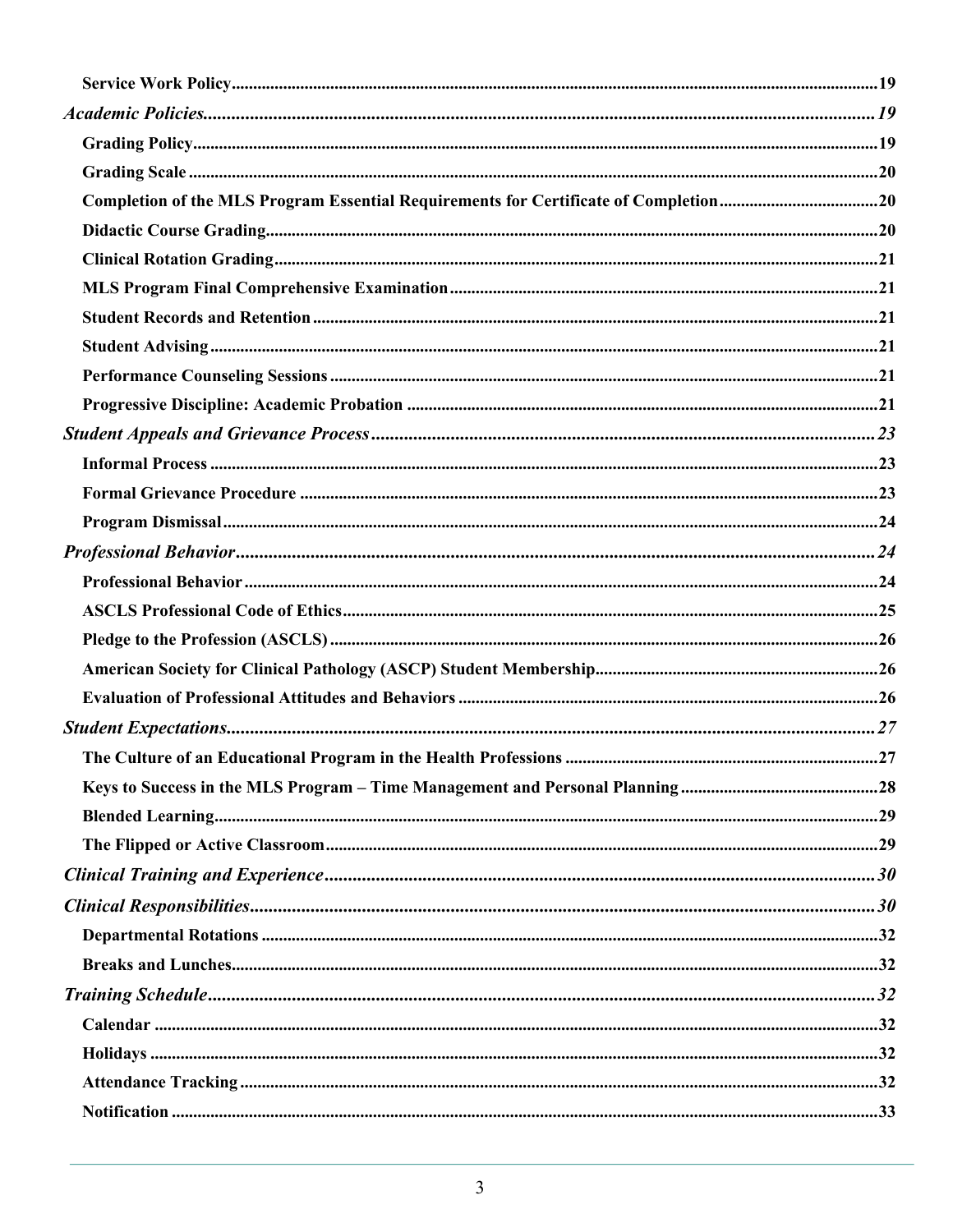**Service Work Policy** ......................................................................................................................................... 19

*Academic Policies* ............................................................................................................................................. *19*

**Grading Policy** ................................................................................................................................................. 19

**Grading Scale** .................................................................................................................................................. 20

**Completion of the MLS Program Essential Requirements for Certificate of Completion** ..................................... 20

**Didactic Course Grading** ................................................................................................................................. 20

**Clinical Rotation Grading** ................................................................................................................................ 21

**MLS Program Final Comprehensive Examination** ................................................................................................ 21

**Student Records and Retention** ...................................................................................................................... 21

**Student Advising** ............................................................................................................................................. 21

**Performance Counseling Sessions** .................................................................................................................. 21

**Progressive Discipline: Academic Probation** .................................................................................................. 21

*Student Appeals and Grievance Process* .......................................................................................................... *23*

**Informal Process** .............................................................................................................................................. 23

**Formal Grievance Procedure** .......................................................................................................................... 23

**Program Dismissal** ........................................................................................................................................... 24

*Professional Behavior* ......................................................................................................................................... *24*

**Professional Behavior** ...................................................................................................................................... 24

**ASCLS Professional Code of Ethics** .................................................................................................................. 25

**Pledge to the Profession (ASCLS)** .................................................................................................................... 26

**American Society for Clinical Pathology (ASCP) Student Membership** ............................................................ 26

**Evaluation of Professional Attitudes and Behaviors** ......................................................................................... 26

*Student Expectations* ........................................................................................................................................... *27*

**The Culture of an Educational Program in the Health Professions** .................................................................. 27

**Keys to Success in the MLS Program – Time Management and Personal Planning** .......................................... 28

**Blended Learning** .............................................................................................................................................. 29

**The Flipped or Active Classroom** ..................................................................................................................... 29

*Clinical Training and Experience* ........................................................................................................................ *30*

*Clinical Responsibilities* ........................................................................................................................................ *30*

**Departmental Rotations** ................................................................................................................................... 32

**Breaks and Lunches** ......................................................................................................................................... 32

*Training Schedule* ................................................................................................................................................. *32*

**Calendar** ........................................................................................................................................................... 32

**Holidays** ............................................................................................................................................................ 32

**Attendance Tracking** ........................................................................................................................................ 32

**Notification** ....................................................................................................................................................... 33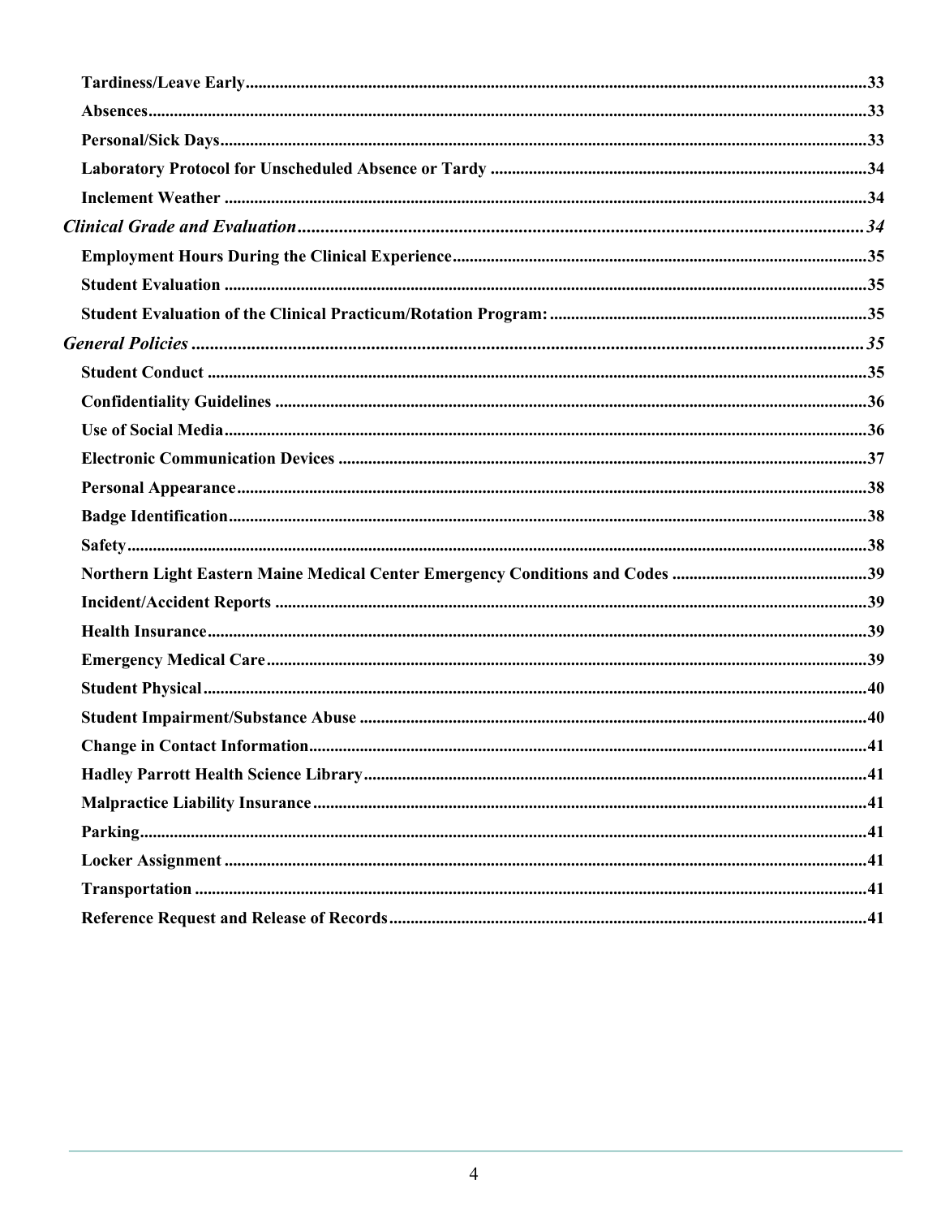**Tardiness/Leave Early** ........ 33

**Absences** ........ 33

**Personal/Sick Days** ........ 33

**Laboratory Protocol for Unscheduled Absence or Tardy** ........ 34

**Inclement Weather** ........ 34

*Clinical Grade and Evaluation* ........ *34*

**Employment Hours During the Clinical Experience** ........ 35

**Student Evaluation** ........ 35

**Student Evaluation of the Clinical Practicum/Rotation Program:** ........ 35

*General Policies* ........ *35*

**Student Conduct** ........ 35

**Confidentiality Guidelines** ........ 36

**Use of Social Media** ........ 36

**Electronic Communication Devices** ........ 37

**Personal Appearance** ........ 38

**Badge Identification** ........ 38

**Safety** ........ 38

**Northern Light Eastern Maine Medical Center Emergency Conditions and Codes** ........ 39

**Incident/Accident Reports** ........ 39

**Health Insurance** ........ 39

**Emergency Medical Care** ........ 39

**Student Physical** ........ 40

**Student Impairment/Substance Abuse** ........ 40

**Change in Contact Information** ........ 41

**Hadley Parrott Health Science Library** ........ 41

**Malpractice Liability Insurance** ........ 41

**Parking** ........ 41

**Locker Assignment** ........ 41

**Transportation** ........ 41

**Reference Request and Release of Records** ........ 41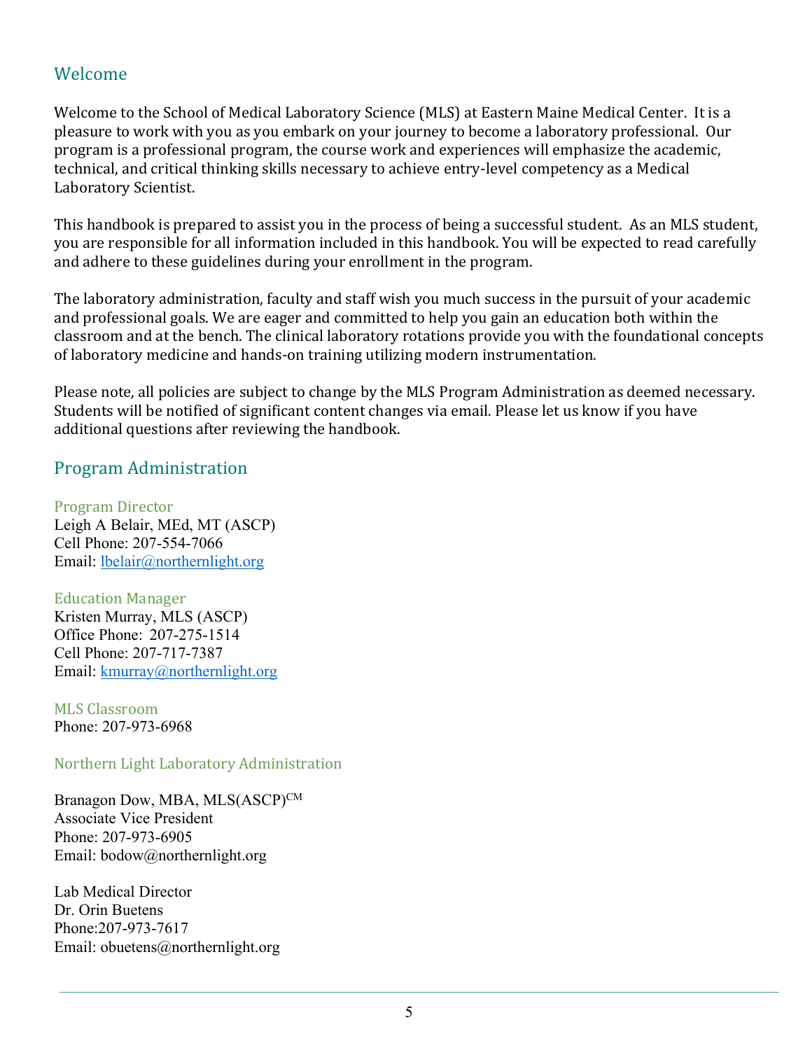## Welcome

Welcome to the School of Medical Laboratory Science (MLS) at Eastern Maine Medical Center. It is a pleasure to work with you as you embark on your journey to become a laboratory professional. Our program is a professional program, the course work and experiences will emphasize the academic, technical, and critical thinking skills necessary to achieve entry-level competency as a Medical Laboratory Scientist.

This handbook is prepared to assist you in the process of being a successful student. As an MLS student, you are responsible for all information included in this handbook. You will be expected to read carefully and adhere to these guidelines during your enrollment in the program.

The laboratory administration, faculty and staff wish you much success in the pursuit of your academic and professional goals. We are eager and committed to help you gain an education both within the classroom and at the bench. The clinical laboratory rotations provide you with the foundational concepts of laboratory medicine and hands-on training utilizing modern instrumentation.

Please note, all policies are subject to change by the MLS Program Administration as deemed necessary. Students will be notified of significant content changes via email. Please let us know if you have additional questions after reviewing the handbook.

## Program Administration

### Program Director

Leigh A Belair, MEd, MT (ASCP)
Cell Phone: 207-554-7066
Email: lbelair@northernlight.org

### Education Manager

Kristen Murray, MLS (ASCP)
Office Phone: 207-275-1514
Cell Phone: 207-717-7387
Email: kmurray@northernlight.org

### MLS Classroom

Phone: 207-973-6968

### Northern Light Laboratory Administration

Branagon Dow, MBA, MLS(ASCP)CM
Associate Vice President
Phone: 207-973-6905
Email: bodow@northernlight.org

Lab Medical Director
Dr. Orin Buetens
Phone:207-973-7617
Email: obuetens@northernlight.org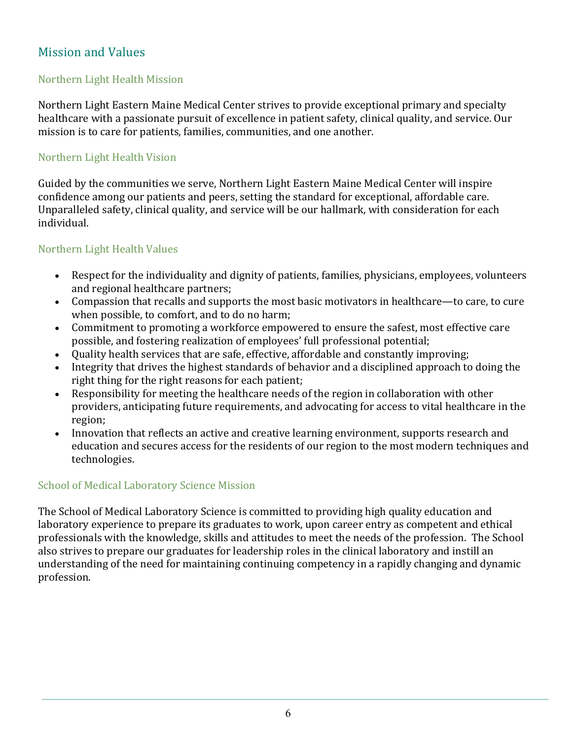## Mission and Values

### Northern Light Health Mission

Northern Light Eastern Maine Medical Center strives to provide exceptional primary and specialty healthcare with a passionate pursuit of excellence in patient safety, clinical quality, and service. Our mission is to care for patients, families, communities, and one another.

### Northern Light Health Vision

Guided by the communities we serve, Northern Light Eastern Maine Medical Center will inspire confidence among our patients and peers, setting the standard for exceptional, affordable care. Unparalleled safety, clinical quality, and service will be our hallmark, with consideration for each individual.

### Northern Light Health Values

- Respect for the individuality and dignity of patients, families, physicians, employees, volunteers and regional healthcare partners;
- Compassion that recalls and supports the most basic motivators in healthcare—to care, to cure when possible, to comfort, and to do no harm;
- Commitment to promoting a workforce empowered to ensure the safest, most effective care possible, and fostering realization of employees' full professional potential;
- Quality health services that are safe, effective, affordable and constantly improving;
- Integrity that drives the highest standards of behavior and a disciplined approach to doing the right thing for the right reasons for each patient;
- Responsibility for meeting the healthcare needs of the region in collaboration with other providers, anticipating future requirements, and advocating for access to vital healthcare in the region;
- Innovation that reflects an active and creative learning environment, supports research and education and secures access for the residents of our region to the most modern techniques and technologies.

### School of Medical Laboratory Science Mission

The School of Medical Laboratory Science is committed to providing high quality education and laboratory experience to prepare its graduates to work, upon career entry as competent and ethical professionals with the knowledge, skills and attitudes to meet the needs of the profession. The School also strives to prepare our graduates for leadership roles in the clinical laboratory and instill an understanding of the need for maintaining continuing competency in a rapidly changing and dynamic profession.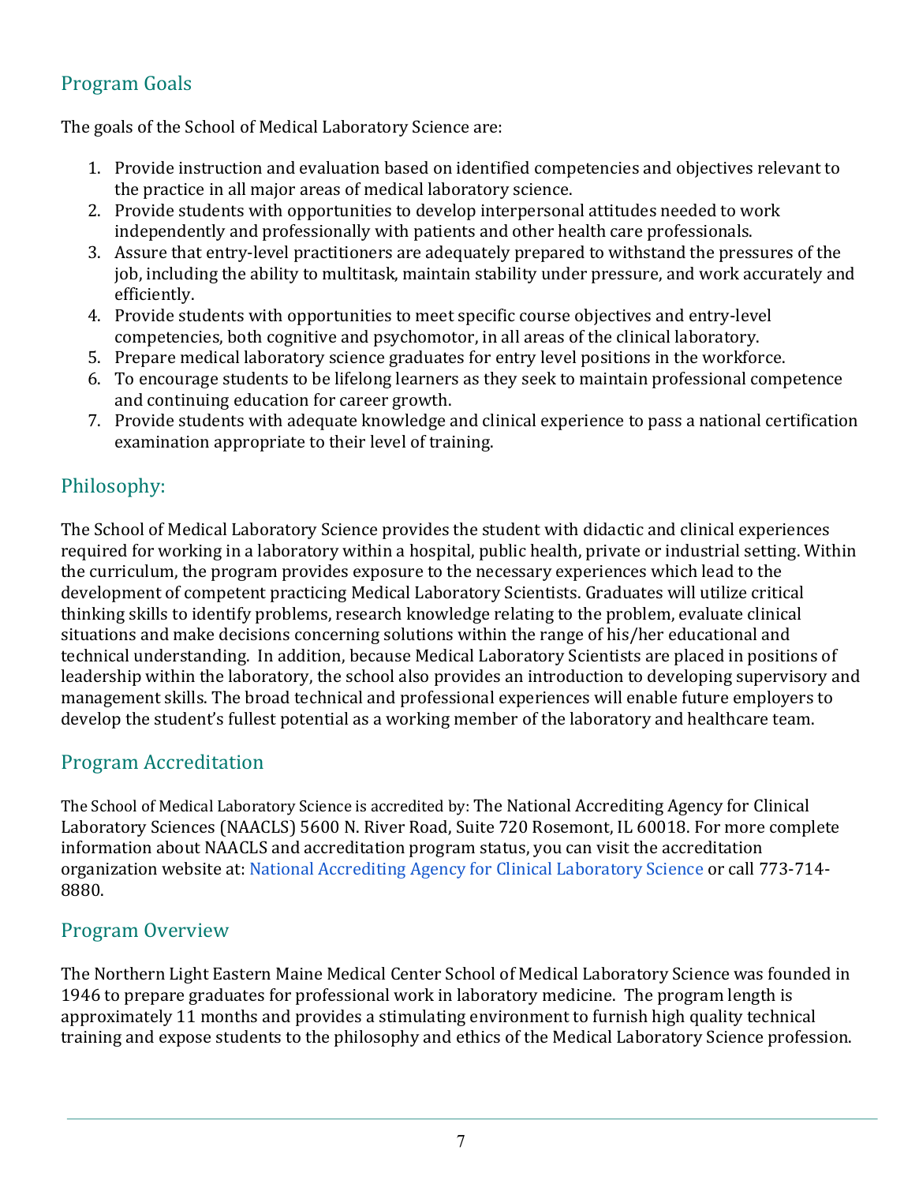## Program Goals

The goals of the School of Medical Laboratory Science are:

1. Provide instruction and evaluation based on identified competencies and objectives relevant to the practice in all major areas of medical laboratory science.
2. Provide students with opportunities to develop interpersonal attitudes needed to work independently and professionally with patients and other health care professionals.
3. Assure that entry-level practitioners are adequately prepared to withstand the pressures of the job, including the ability to multitask, maintain stability under pressure, and work accurately and efficiently.
4. Provide students with opportunities to meet specific course objectives and entry-level competencies, both cognitive and psychomotor, in all areas of the clinical laboratory.
5. Prepare medical laboratory science graduates for entry level positions in the workforce.
6. To encourage students to be lifelong learners as they seek to maintain professional competence and continuing education for career growth.
7. Provide students with adequate knowledge and clinical experience to pass a national certification examination appropriate to their level of training.

## Philosophy:

The School of Medical Laboratory Science provides the student with didactic and clinical experiences required for working in a laboratory within a hospital, public health, private or industrial setting. Within the curriculum, the program provides exposure to the necessary experiences which lead to the development of competent practicing Medical Laboratory Scientists. Graduates will utilize critical thinking skills to identify problems, research knowledge relating to the problem, evaluate clinical situations and make decisions concerning solutions within the range of his/her educational and technical understanding. In addition, because Medical Laboratory Scientists are placed in positions of leadership within the laboratory, the school also provides an introduction to developing supervisory and management skills. The broad technical and professional experiences will enable future employers to develop the student's fullest potential as a working member of the laboratory and healthcare team.

## Program Accreditation

The School of Medical Laboratory Science is accredited by: The National Accrediting Agency for Clinical Laboratory Sciences (NAACLS) 5600 N. River Road, Suite 720 Rosemont, IL 60018. For more complete information about NAACLS and accreditation program status, you can visit the accreditation organization website at: National Accrediting Agency for Clinical Laboratory Science or call 773-714-8880.

## Program Overview

The Northern Light Eastern Maine Medical Center School of Medical Laboratory Science was founded in 1946 to prepare graduates for professional work in laboratory medicine. The program length is approximately 11 months and provides a stimulating environment to furnish high quality technical training and expose students to the philosophy and ethics of the Medical Laboratory Science profession.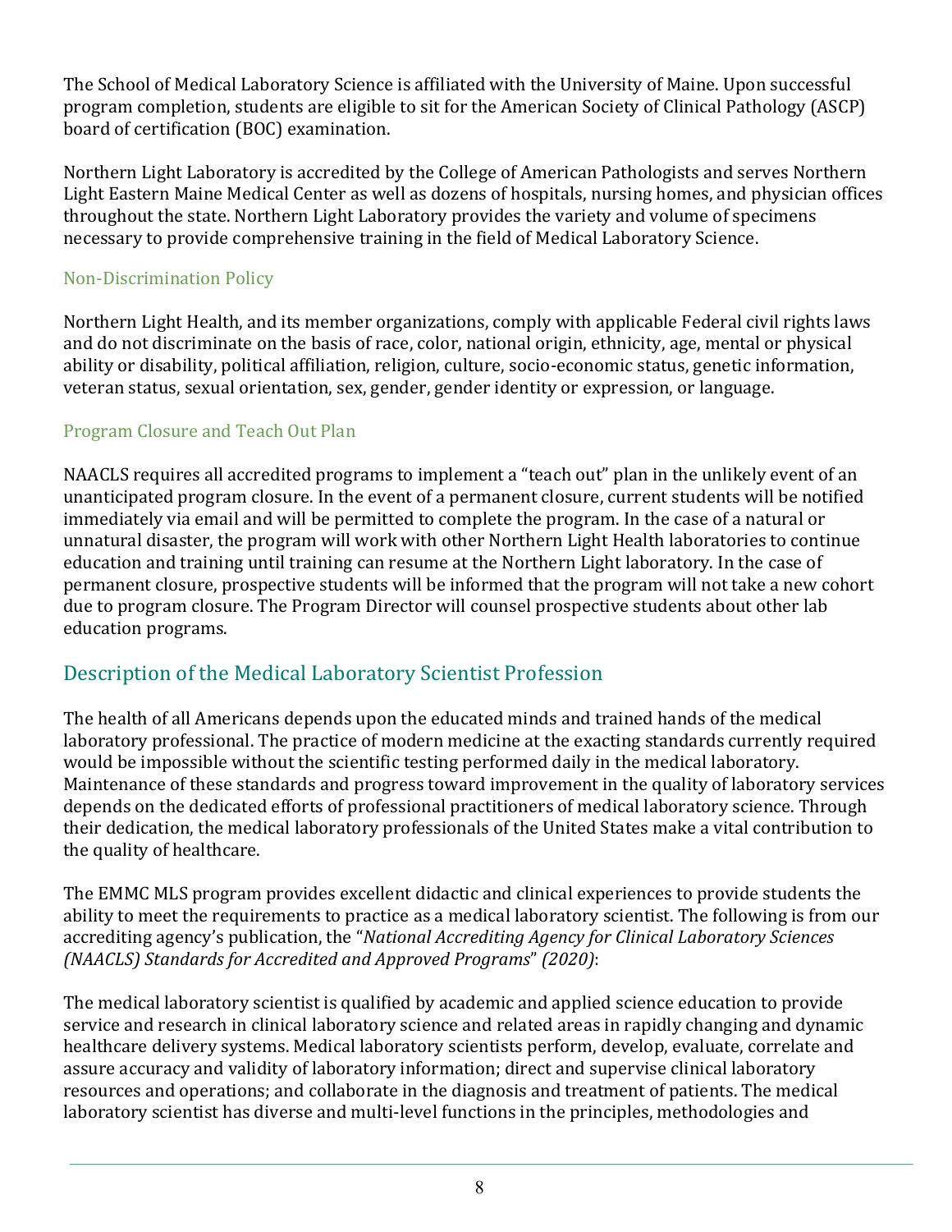The School of Medical Laboratory Science is affiliated with the University of Maine. Upon successful program completion, students are eligible to sit for the American Society of Clinical Pathology (ASCP) board of certification (BOC) examination.

Northern Light Laboratory is accredited by the College of American Pathologists and serves Northern Light Eastern Maine Medical Center as well as dozens of hospitals, nursing homes, and physician offices throughout the state. Northern Light Laboratory provides the variety and volume of specimens necessary to provide comprehensive training in the field of Medical Laboratory Science.

### Non-Discrimination Policy

Northern Light Health, and its member organizations, comply with applicable Federal civil rights laws and do not discriminate on the basis of race, color, national origin, ethnicity, age, mental or physical ability or disability, political affiliation, religion, culture, socio-economic status, genetic information, veteran status, sexual orientation, sex, gender, gender identity or expression, or language.

### Program Closure and Teach Out Plan

NAACLS requires all accredited programs to implement a "teach out" plan in the unlikely event of an unanticipated program closure. In the event of a permanent closure, current students will be notified immediately via email and will be permitted to complete the program. In the case of a natural or unnatural disaster, the program will work with other Northern Light Health laboratories to continue education and training until training can resume at the Northern Light laboratory. In the case of permanent closure, prospective students will be informed that the program will not take a new cohort due to program closure. The Program Director will counsel prospective students about other lab education programs.

## Description of the Medical Laboratory Scientist Profession

The health of all Americans depends upon the educated minds and trained hands of the medical laboratory professional. The practice of modern medicine at the exacting standards currently required would be impossible without the scientific testing performed daily in the medical laboratory. Maintenance of these standards and progress toward improvement in the quality of laboratory services depends on the dedicated efforts of professional practitioners of medical laboratory science. Through their dedication, the medical laboratory professionals of the United States make a vital contribution to the quality of healthcare.

The EMMC MLS program provides excellent didactic and clinical experiences to provide students the ability to meet the requirements to practice as a medical laboratory scientist. The following is from our accrediting agency's publication, the "*National Accrediting Agency for Clinical Laboratory Sciences (NAACLS) Standards for Accredited and Approved Programs*" *(2020)*:

The medical laboratory scientist is qualified by academic and applied science education to provide service and research in clinical laboratory science and related areas in rapidly changing and dynamic healthcare delivery systems. Medical laboratory scientists perform, develop, evaluate, correlate and assure accuracy and validity of laboratory information; direct and supervise clinical laboratory resources and operations; and collaborate in the diagnosis and treatment of patients. The medical laboratory scientist has diverse and multi-level functions in the principles, methodologies and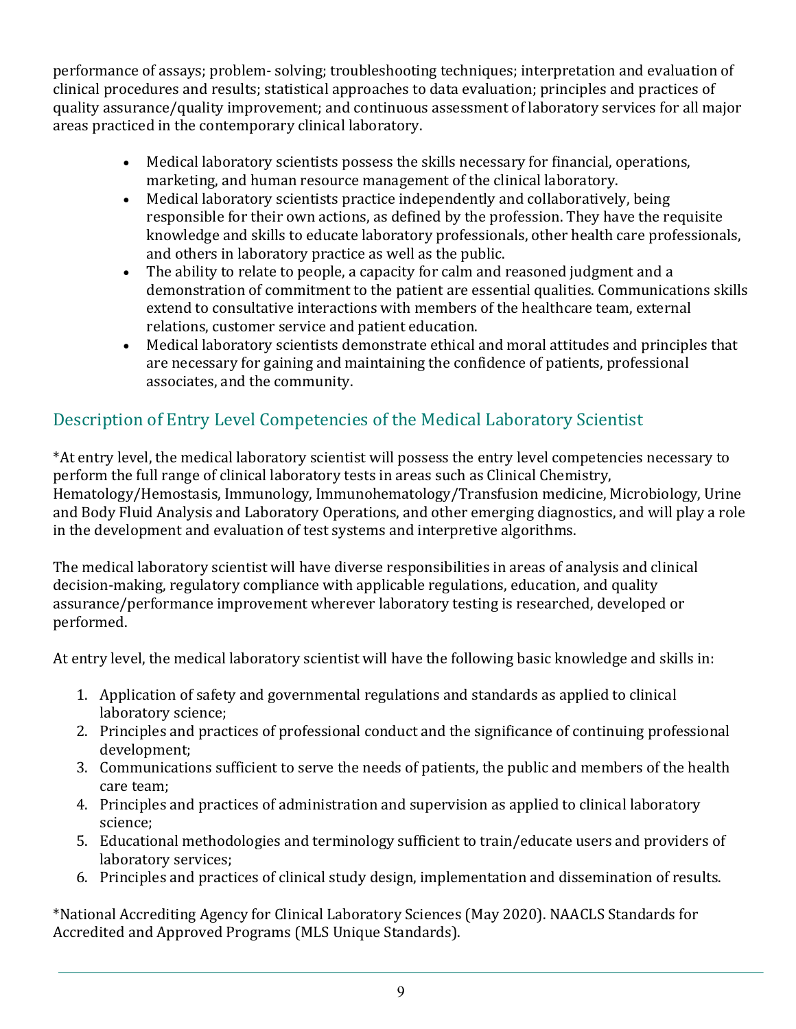performance of assays; problem- solving; troubleshooting techniques; interpretation and evaluation of clinical procedures and results; statistical approaches to data evaluation; principles and practices of quality assurance/quality improvement; and continuous assessment of laboratory services for all major areas practiced in the contemporary clinical laboratory.

- Medical laboratory scientists possess the skills necessary for financial, operations, marketing, and human resource management of the clinical laboratory.
- Medical laboratory scientists practice independently and collaboratively, being responsible for their own actions, as defined by the profession. They have the requisite knowledge and skills to educate laboratory professionals, other health care professionals, and others in laboratory practice as well as the public.
- The ability to relate to people, a capacity for calm and reasoned judgment and a demonstration of commitment to the patient are essential qualities. Communications skills extend to consultative interactions with members of the healthcare team, external relations, customer service and patient education.
- Medical laboratory scientists demonstrate ethical and moral attitudes and principles that are necessary for gaining and maintaining the confidence of patients, professional associates, and the community.

## Description of Entry Level Competencies of the Medical Laboratory Scientist

*At entry level, the medical laboratory scientist will possess the entry level competencies necessary to perform the full range of clinical laboratory tests in areas such as Clinical Chemistry, Hematology/Hemostasis, Immunology, Immunohematology/Transfusion medicine, Microbiology, Urine and Body Fluid Analysis and Laboratory Operations, and other emerging diagnostics, and will play a role in the development and evaluation of test systems and interpretive algorithms.

The medical laboratory scientist will have diverse responsibilities in areas of analysis and clinical decision-making, regulatory compliance with applicable regulations, education, and quality assurance/performance improvement wherever laboratory testing is researched, developed or performed.

At entry level, the medical laboratory scientist will have the following basic knowledge and skills in:

1. Application of safety and governmental regulations and standards as applied to clinical laboratory science;
2. Principles and practices of professional conduct and the significance of continuing professional development;
3. Communications sufficient to serve the needs of patients, the public and members of the health care team;
4. Principles and practices of administration and supervision as applied to clinical laboratory science;
5. Educational methodologies and terminology sufficient to train/educate users and providers of laboratory services;
6. Principles and practices of clinical study design, implementation and dissemination of results.

*National Accrediting Agency for Clinical Laboratory Sciences (May 2020). NAACLS Standards for Accredited and Approved Programs (MLS Unique Standards).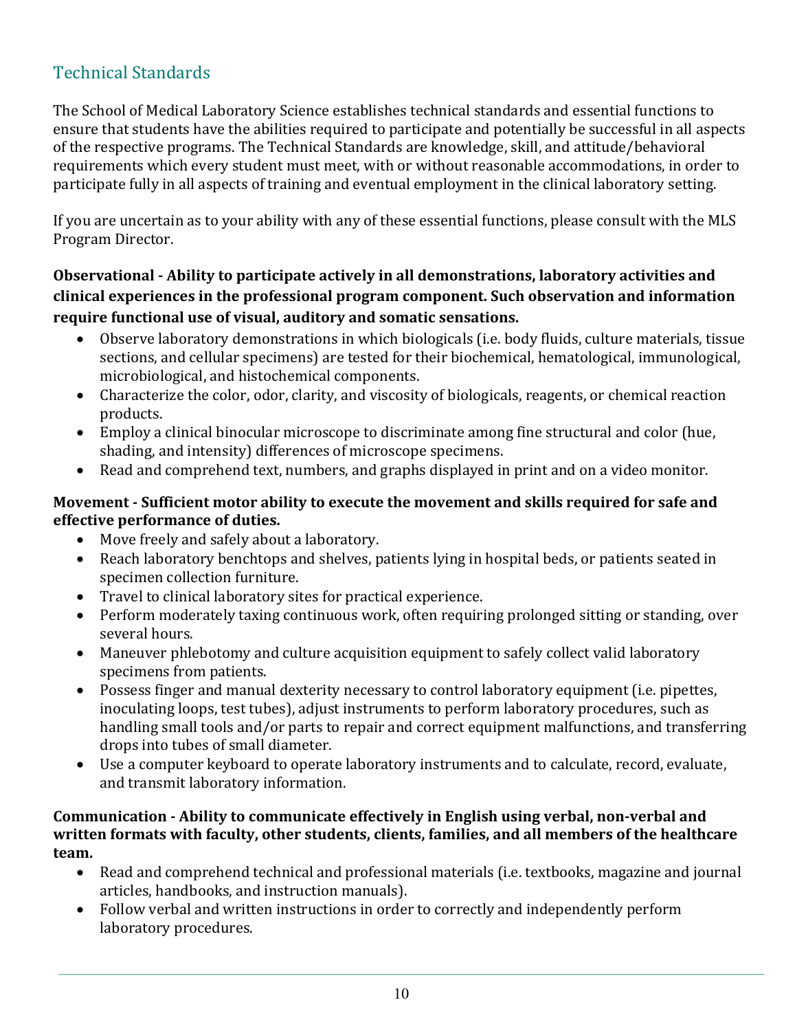## Technical Standards

The School of Medical Laboratory Science establishes technical standards and essential functions to ensure that students have the abilities required to participate and potentially be successful in all aspects of the respective programs. The Technical Standards are knowledge, skill, and attitude/behavioral requirements which every student must meet, with or without reasonable accommodations, in order to participate fully in all aspects of training and eventual employment in the clinical laboratory setting.

If you are uncertain as to your ability with any of these essential functions, please consult with the MLS Program Director.

**Observational - Ability to participate actively in all demonstrations, laboratory activities and clinical experiences in the professional program component. Such observation and information require functional use of visual, auditory and somatic sensations.**

- Observe laboratory demonstrations in which biologicals (i.e. body fluids, culture materials, tissue sections, and cellular specimens) are tested for their biochemical, hematological, immunological, microbiological, and histochemical components.
- Characterize the color, odor, clarity, and viscosity of biologicals, reagents, or chemical reaction products.
- Employ a clinical binocular microscope to discriminate among fine structural and color (hue, shading, and intensity) differences of microscope specimens.
- Read and comprehend text, numbers, and graphs displayed in print and on a video monitor.

**Movement - Sufficient motor ability to execute the movement and skills required for safe and effective performance of duties.**

- Move freely and safely about a laboratory.
- Reach laboratory benchtops and shelves, patients lying in hospital beds, or patients seated in specimen collection furniture.
- Travel to clinical laboratory sites for practical experience.
- Perform moderately taxing continuous work, often requiring prolonged sitting or standing, over several hours.
- Maneuver phlebotomy and culture acquisition equipment to safely collect valid laboratory specimens from patients.
- Possess finger and manual dexterity necessary to control laboratory equipment (i.e. pipettes, inoculating loops, test tubes), adjust instruments to perform laboratory procedures, such as handling small tools and/or parts to repair and correct equipment malfunctions, and transferring drops into tubes of small diameter.
- Use a computer keyboard to operate laboratory instruments and to calculate, record, evaluate, and transmit laboratory information.

**Communication - Ability to communicate effectively in English using verbal, non-verbal and written formats with faculty, other students, clients, families, and all members of the healthcare team.**

- Read and comprehend technical and professional materials (i.e. textbooks, magazine and journal articles, handbooks, and instruction manuals).
- Follow verbal and written instructions in order to correctly and independently perform laboratory procedures.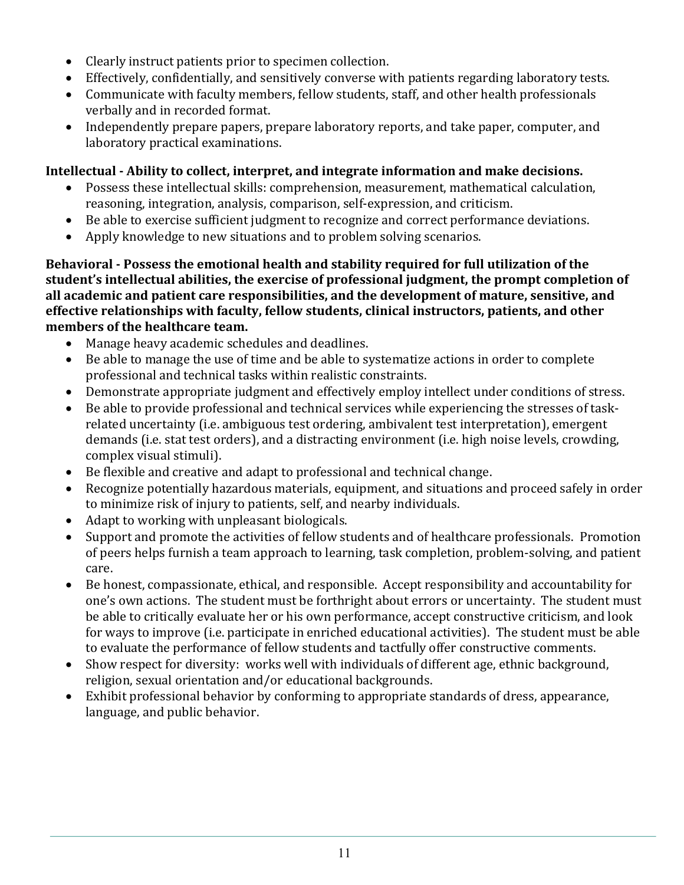- Clearly instruct patients prior to specimen collection.
- Effectively, confidentially, and sensitively converse with patients regarding laboratory tests.
- Communicate with faculty members, fellow students, staff, and other health professionals verbally and in recorded format.
- Independently prepare papers, prepare laboratory reports, and take paper, computer, and laboratory practical examinations.

**Intellectual - Ability to collect, interpret, and integrate information and make decisions.**

- Possess these intellectual skills: comprehension, measurement, mathematical calculation, reasoning, integration, analysis, comparison, self-expression, and criticism.
- Be able to exercise sufficient judgment to recognize and correct performance deviations.
- Apply knowledge to new situations and to problem solving scenarios.

**Behavioral - Possess the emotional health and stability required for full utilization of the student's intellectual abilities, the exercise of professional judgment, the prompt completion of all academic and patient care responsibilities, and the development of mature, sensitive, and effective relationships with faculty, fellow students, clinical instructors, patients, and other members of the healthcare team.**

- Manage heavy academic schedules and deadlines.
- Be able to manage the use of time and be able to systematize actions in order to complete professional and technical tasks within realistic constraints.
- Demonstrate appropriate judgment and effectively employ intellect under conditions of stress.
- Be able to provide professional and technical services while experiencing the stresses of task-related uncertainty (i.e. ambiguous test ordering, ambivalent test interpretation), emergent demands (i.e. stat test orders), and a distracting environment (i.e. high noise levels, crowding, complex visual stimuli).
- Be flexible and creative and adapt to professional and technical change.
- Recognize potentially hazardous materials, equipment, and situations and proceed safely in order to minimize risk of injury to patients, self, and nearby individuals.
- Adapt to working with unpleasant biologicals.
- Support and promote the activities of fellow students and of healthcare professionals. Promotion of peers helps furnish a team approach to learning, task completion, problem-solving, and patient care.
- Be honest, compassionate, ethical, and responsible. Accept responsibility and accountability for one's own actions. The student must be forthright about errors or uncertainty. The student must be able to critically evaluate her or his own performance, accept constructive criticism, and look for ways to improve (i.e. participate in enriched educational activities). The student must be able to evaluate the performance of fellow students and tactfully offer constructive comments.
- Show respect for diversity: works well with individuals of different age, ethnic background, religion, sexual orientation and/or educational backgrounds.
- Exhibit professional behavior by conforming to appropriate standards of dress, appearance, language, and public behavior.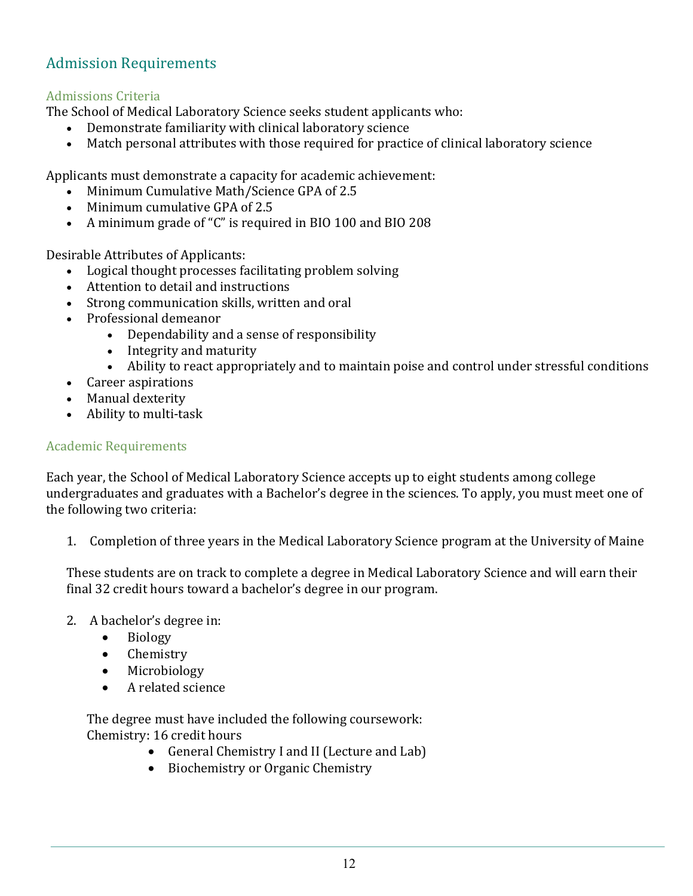## Admission Requirements

### Admissions Criteria

The School of Medical Laboratory Science seeks student applicants who:

- Demonstrate familiarity with clinical laboratory science
- Match personal attributes with those required for practice of clinical laboratory science

Applicants must demonstrate a capacity for academic achievement:

- Minimum Cumulative Math/Science GPA of 2.5
- Minimum cumulative GPA of 2.5
- A minimum grade of "C" is required in BIO 100 and BIO 208

Desirable Attributes of Applicants:

- Logical thought processes facilitating problem solving
- Attention to detail and instructions
- Strong communication skills, written and oral
- Professional demeanor
    - Dependability and a sense of responsibility
    - Integrity and maturity
    - Ability to react appropriately and to maintain poise and control under stressful conditions
- Career aspirations
- Manual dexterity
- Ability to multi-task

### Academic Requirements

Each year, the School of Medical Laboratory Science accepts up to eight students among college undergraduates and graduates with a Bachelor's degree in the sciences. To apply, you must meet one of the following two criteria:

1. Completion of three years in the Medical Laboratory Science program at the University of Maine

   These students are on track to complete a degree in Medical Laboratory Science and will earn their final 32 credit hours toward a bachelor's degree in our program.

2. A bachelor's degree in:
    - Biology
    - Chemistry
    - Microbiology
    - A related science

   The degree must have included the following coursework:
   Chemistry: 16 credit hours
    - General Chemistry I and II (Lecture and Lab)
    - Biochemistry or Organic Chemistry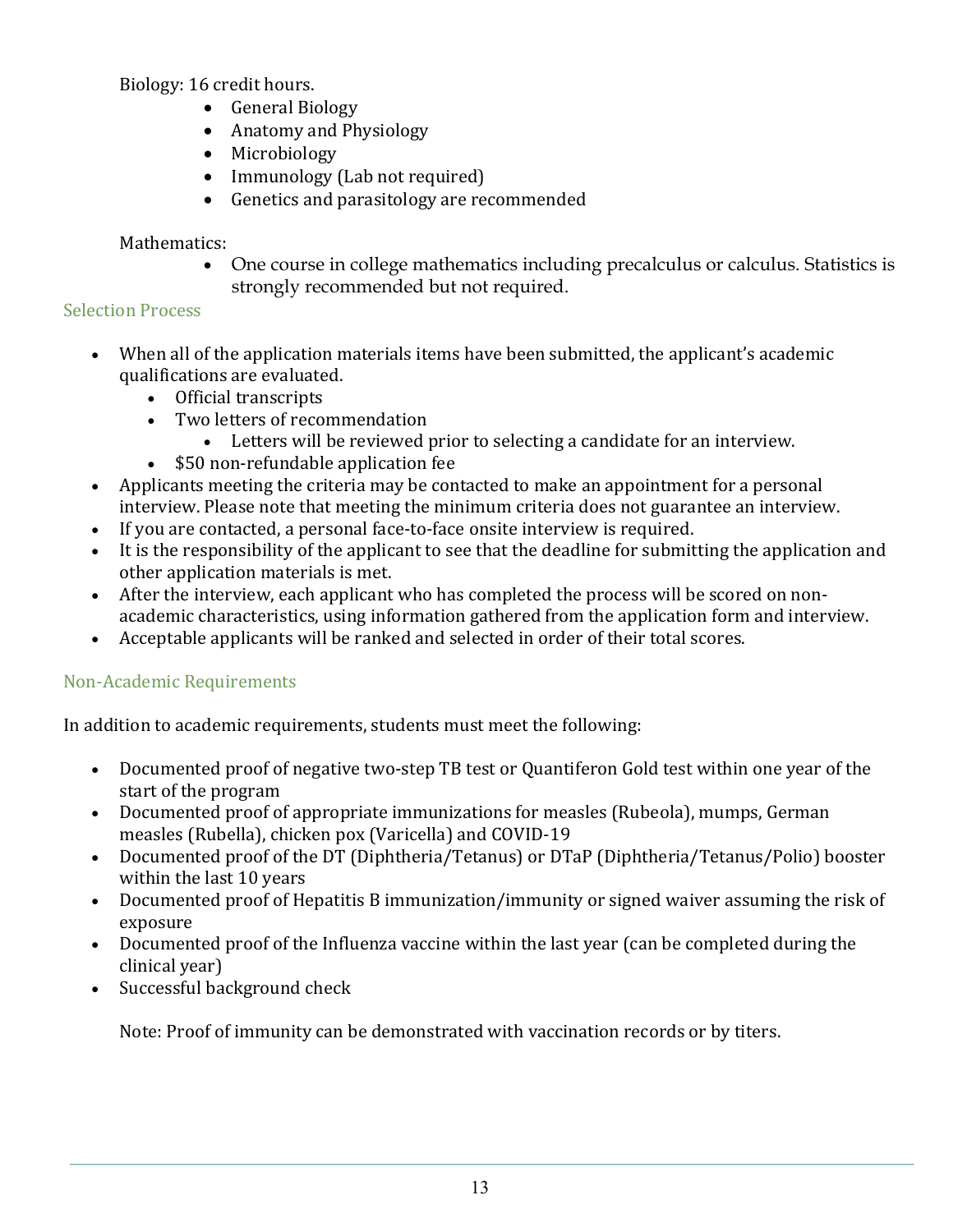Biology: 16 credit hours.

- General Biology
- Anatomy and Physiology
- Microbiology
- Immunology (Lab not required)
- Genetics and parasitology are recommended

Mathematics:

- One course in college mathematics including precalculus or calculus. Statistics is strongly recommended but not required.

## Selection Process

- When all of the application materials items have been submitted, the applicant's academic qualifications are evaluated.
  - Official transcripts
  - Two letters of recommendation
    - Letters will be reviewed prior to selecting a candidate for an interview.
  - $50 non-refundable application fee
- Applicants meeting the criteria may be contacted to make an appointment for a personal interview. Please note that meeting the minimum criteria does not guarantee an interview.
- If you are contacted, a personal face-to-face onsite interview is required.
- It is the responsibility of the applicant to see that the deadline for submitting the application and other application materials is met.
- After the interview, each applicant who has completed the process will be scored on non-academic characteristics, using information gathered from the application form and interview.
- Acceptable applicants will be ranked and selected in order of their total scores.

## Non-Academic Requirements

In addition to academic requirements, students must meet the following:

- Documented proof of negative two-step TB test or Quantiferon Gold test within one year of the start of the program
- Documented proof of appropriate immunizations for measles (Rubeola), mumps, German measles (Rubella), chicken pox (Varicella) and COVID-19
- Documented proof of the DT (Diphtheria/Tetanus) or DTaP (Diphtheria/Tetanus/Polio) booster within the last 10 years
- Documented proof of Hepatitis B immunization/immunity or signed waiver assuming the risk of exposure
- Documented proof of the Influenza vaccine within the last year (can be completed during the clinical year)
- Successful background check

Note: Proof of immunity can be demonstrated with vaccination records or by titers.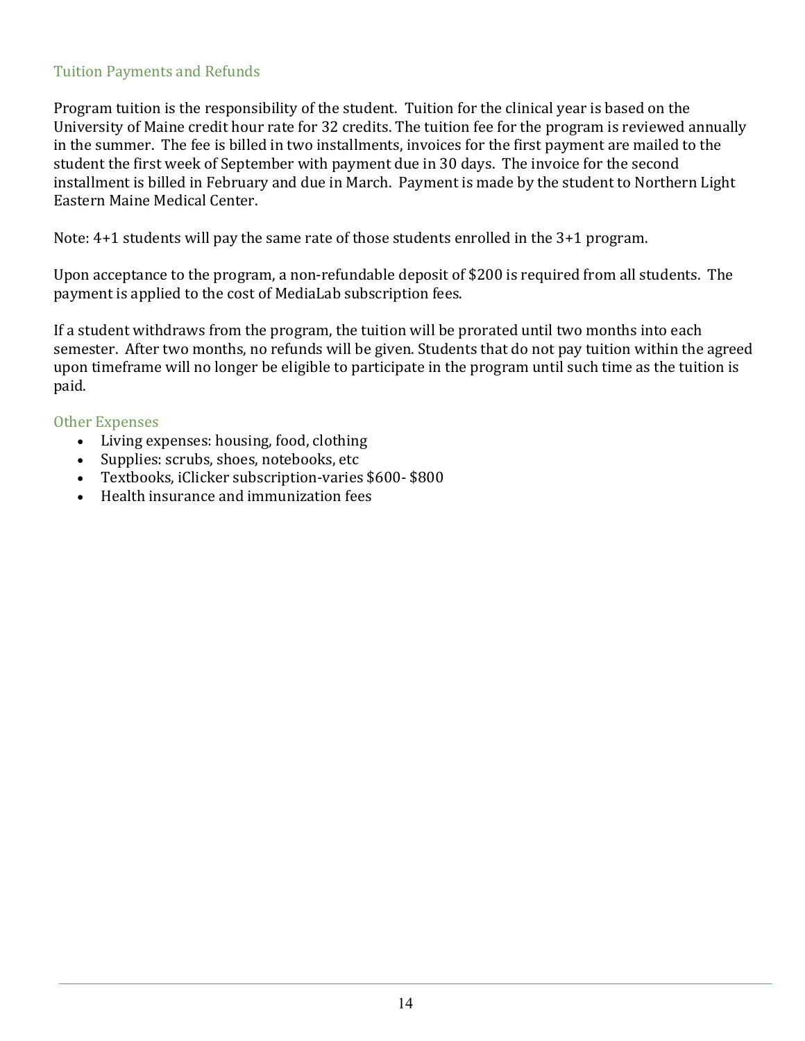## Tuition Payments and Refunds

Program tuition is the responsibility of the student. Tuition for the clinical year is based on the University of Maine credit hour rate for 32 credits. The tuition fee for the program is reviewed annually in the summer. The fee is billed in two installments, invoices for the first payment are mailed to the student the first week of September with payment due in 30 days. The invoice for the second installment is billed in February and due in March. Payment is made by the student to Northern Light Eastern Maine Medical Center.

Note: 4+1 students will pay the same rate of those students enrolled in the 3+1 program.

Upon acceptance to the program, a non-refundable deposit of $200 is required from all students. The payment is applied to the cost of MediaLab subscription fees.

If a student withdraws from the program, the tuition will be prorated until two months into each semester. After two months, no refunds will be given. Students that do not pay tuition within the agreed upon timeframe will no longer be eligible to participate in the program until such time as the tuition is paid.

## Other Expenses

- Living expenses: housing, food, clothing
- Supplies: scrubs, shoes, notebooks, etc
- Textbooks, iClicker subscription-varies $600- $800
- Health insurance and immunization fees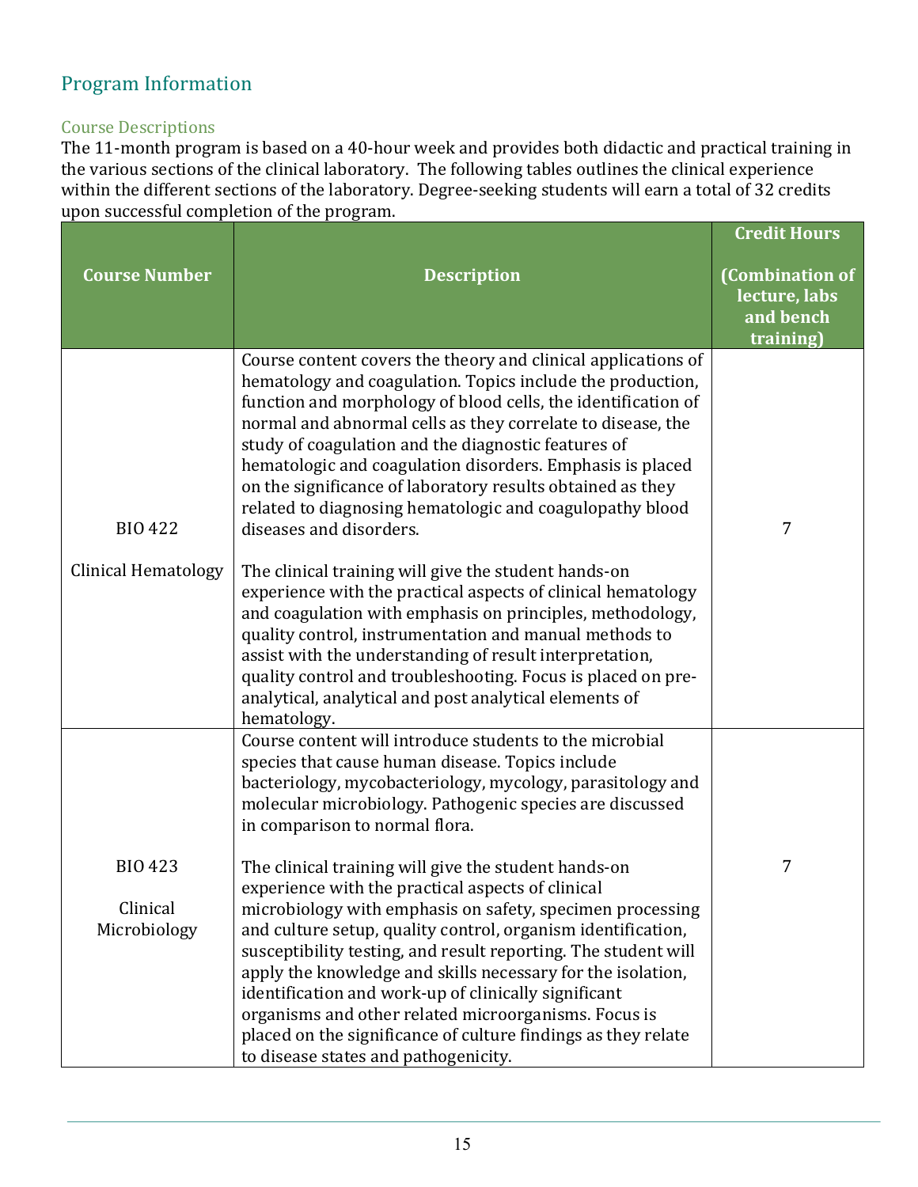## Program Information

### Course Descriptions

The 11-month program is based on a 40-hour week and provides both didactic and practical training in the various sections of the clinical laboratory. The following tables outlines the clinical experience within the different sections of the laboratory. Degree-seeking students will earn a total of 32 credits upon successful completion of the program.

| Course Number | Description | Credit Hours (Combination of lecture, labs and bench training) |
|---|---|---|
| BIO 422<br><br>Clinical Hematology | Course content covers the theory and clinical applications of hematology and coagulation. Topics include the production, function and morphology of blood cells, the identification of normal and abnormal cells as they correlate to disease, the study of coagulation and the diagnostic features of hematologic and coagulation disorders. Emphasis is placed on the significance of laboratory results obtained as they related to diagnosing hematologic and coagulopathy blood diseases and disorders.<br><br>The clinical training will give the student hands-on experience with the practical aspects of clinical hematology and coagulation with emphasis on principles, methodology, quality control, instrumentation and manual methods to assist with the understanding of result interpretation, quality control and troubleshooting. Focus is placed on pre-analytical, analytical and post analytical elements of hematology. | 7 |
| BIO 423<br><br>Clinical Microbiology | Course content will introduce students to the microbial species that cause human disease. Topics include bacteriology, mycobacteriology, mycology, parasitology and molecular microbiology. Pathogenic species are discussed in comparison to normal flora.<br><br>The clinical training will give the student hands-on experience with the practical aspects of clinical microbiology with emphasis on safety, specimen processing and culture setup, quality control, organism identification, susceptibility testing, and result reporting. The student will apply the knowledge and skills necessary for the isolation, identification and work-up of clinically significant organisms and other related microorganisms. Focus is placed on the significance of culture findings as they relate to disease states and pathogenicity. | 7 |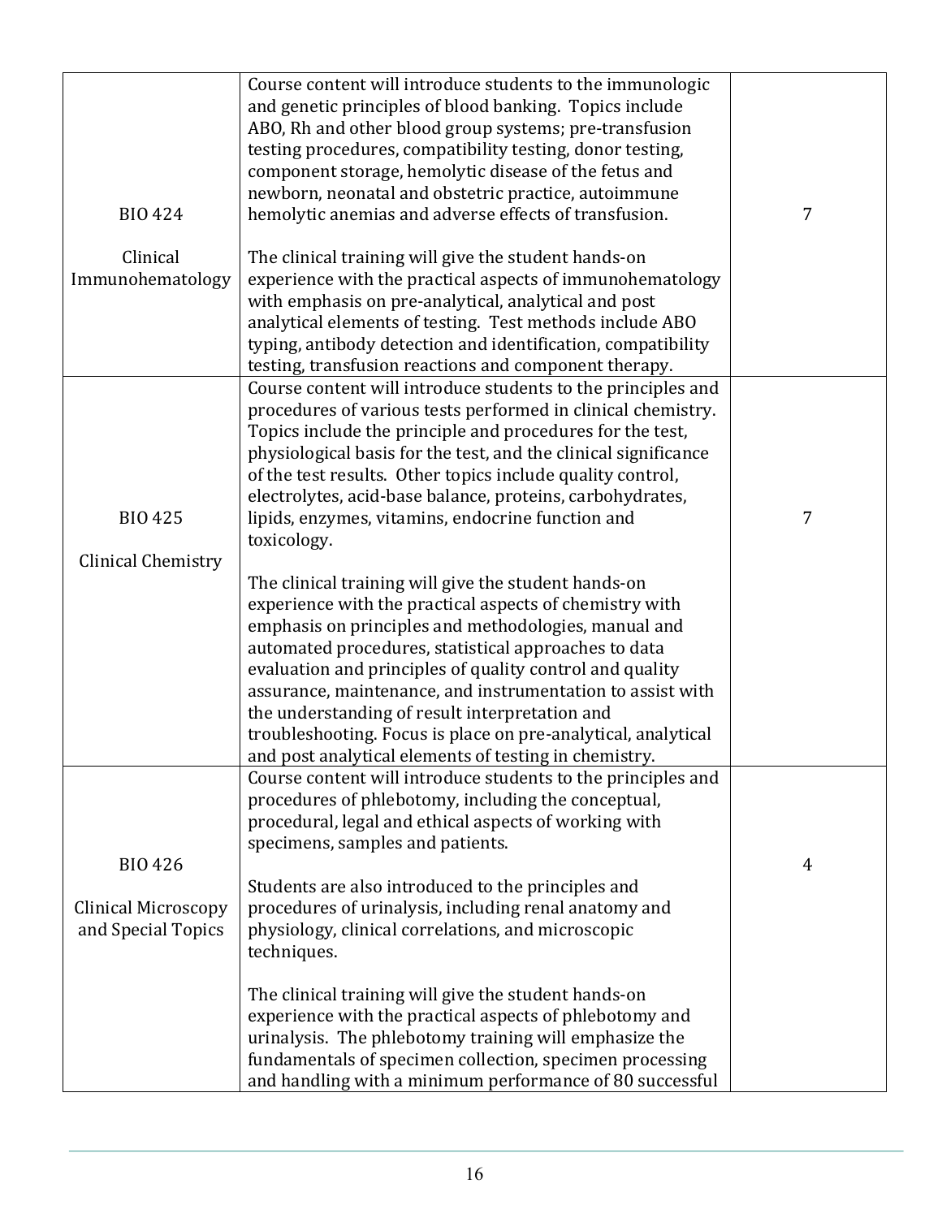| | | |
|---|---|---|
| BIO 424<br><br>Clinical Immunohematology | Course content will introduce students to the immunologic and genetic principles of blood banking. Topics include ABO, Rh and other blood group systems; pre-transfusion testing procedures, compatibility testing, donor testing, component storage, hemolytic disease of the fetus and newborn, neonatal and obstetric practice, autoimmune hemolytic anemias and adverse effects of transfusion.<br><br>The clinical training will give the student hands-on experience with the practical aspects of immunohematology with emphasis on pre-analytical, analytical and post analytical elements of testing. Test methods include ABO typing, antibody detection and identification, compatibility testing, transfusion reactions and component therapy. | 7 |
| BIO 425<br><br>Clinical Chemistry | Course content will introduce students to the principles and procedures of various tests performed in clinical chemistry. Topics include the principle and procedures for the test, physiological basis for the test, and the clinical significance of the test results. Other topics include quality control, electrolytes, acid-base balance, proteins, carbohydrates, lipids, enzymes, vitamins, endocrine function and toxicology.<br><br>The clinical training will give the student hands-on experience with the practical aspects of chemistry with emphasis on principles and methodologies, manual and automated procedures, statistical approaches to data evaluation and principles of quality control and quality assurance, maintenance, and instrumentation to assist with the understanding of result interpretation and troubleshooting. Focus is place on pre-analytical, analytical and post analytical elements of testing in chemistry. | 7 |
| BIO 426<br><br>Clinical Microscopy and Special Topics | Course content will introduce students to the principles and procedures of phlebotomy, including the conceptual, procedural, legal and ethical aspects of working with specimens, samples and patients.<br><br>Students are also introduced to the principles and procedures of urinalysis, including renal anatomy and physiology, clinical correlations, and microscopic techniques.<br><br>The clinical training will give the student hands-on experience with the practical aspects of phlebotomy and urinalysis. The phlebotomy training will emphasize the fundamentals of specimen collection, specimen processing and handling with a minimum performance of 80 successful | 4 |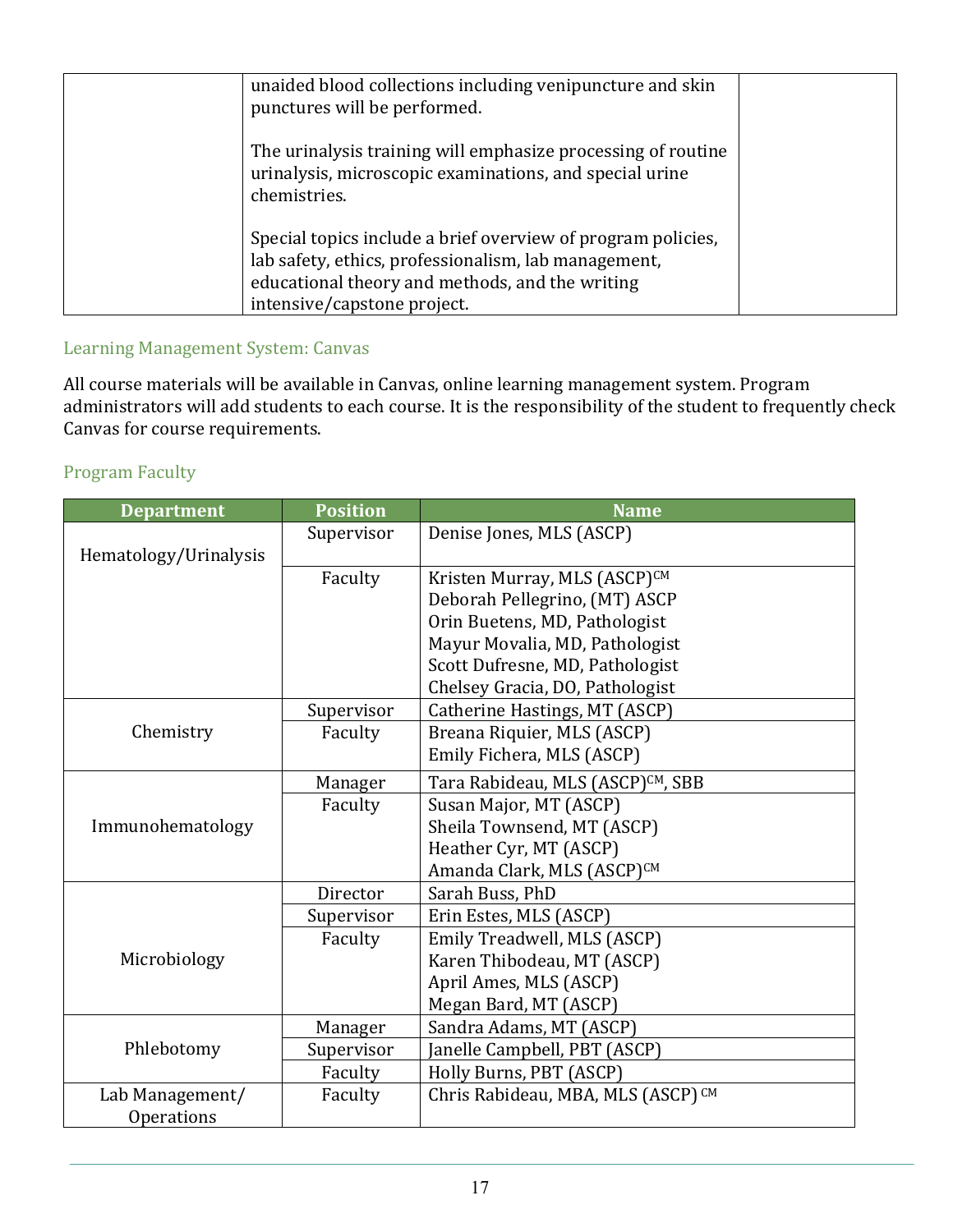| | | |
|---|---|---|
| | unaided blood collections including venipuncture and skin punctures will be performed.<br><br>The urinalysis training will emphasize processing of routine urinalysis, microscopic examinations, and special urine chemistries.<br><br>Special topics include a brief overview of program policies, lab safety, ethics, professionalism, lab management, educational theory and methods, and the writing intensive/capstone project. | |

## Learning Management System: Canvas

All course materials will be available in Canvas, online learning management system. Program administrators will add students to each course. It is the responsibility of the student to frequently check Canvas for course requirements.

## Program Faculty

| Department | Position | Name |
|---|---|---|
| Hematology/Urinalysis | Supervisor | Denise Jones, MLS (ASCP) |
| | Faculty | Kristen Murray, MLS (ASCP)CM<br>Deborah Pellegrino, (MT) ASCP<br>Orin Buetens, MD, Pathologist<br>Mayur Movalia, MD, Pathologist<br>Scott Dufresne, MD, Pathologist<br>Chelsey Gracia, DO, Pathologist |
| Chemistry | Supervisor | Catherine Hastings, MT (ASCP) |
| | Faculty | Breana Riquier, MLS (ASCP)<br>Emily Fichera, MLS (ASCP) |
| Immunohematology | Manager | Tara Rabideau, MLS (ASCP)CM, SBB |
| | Faculty | Susan Major, MT (ASCP)<br>Sheila Townsend, MT (ASCP)<br>Heather Cyr, MT (ASCP)<br>Amanda Clark, MLS (ASCP)CM |
| Microbiology | Director | Sarah Buss, PhD |
| | Supervisor | Erin Estes, MLS (ASCP) |
| | Faculty | Emily Treadwell, MLS (ASCP)<br>Karen Thibodeau, MT (ASCP)<br>April Ames, MLS (ASCP)<br>Megan Bard, MT (ASCP) |
| Phlebotomy | Manager | Sandra Adams, MT (ASCP) |
| | Supervisor | Janelle Campbell, PBT (ASCP) |
| | Faculty | Holly Burns, PBT (ASCP) |
| Lab Management/ Operations | Faculty | Chris Rabideau, MBA, MLS (ASCP) CM |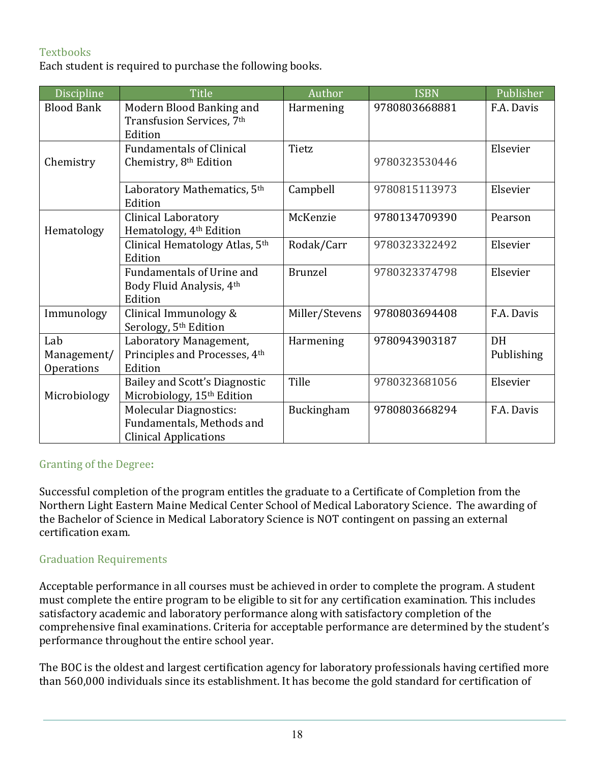## Textbooks

Each student is required to purchase the following books.

| Discipline | Title | Author | ISBN | Publisher |
| --- | --- | --- | --- | --- |
| Blood Bank | Modern Blood Banking and Transfusion Services, 7th Edition | Harmening | 9780803668881 | F.A. Davis |
| Chemistry | Fundamentals of Clinical Chemistry, 8th Edition | Tietz | 9780323530446 | Elsevier |
| | Laboratory Mathematics, 5th Edition | Campbell | 9780815113973 | Elsevier |
| Hematology | Clinical Laboratory Hematology, 4th Edition | McKenzie | 9780134709390 | Pearson |
| | Clinical Hematology Atlas, 5th Edition | Rodak/Carr | 9780323322492 | Elsevier |
| | Fundamentals of Urine and Body Fluid Analysis, 4th Edition | Brunzel | 9780323374798 | Elsevier |
| Immunology | Clinical Immunology & Serology, 5th Edition | Miller/Stevens | 9780803694408 | F.A. Davis |
| Lab Management/ Operations | Laboratory Management, Principles and Processes, 4th Edition | Harmening | 9780943903187 | DH Publishing |
| Microbiology | Bailey and Scott's Diagnostic Microbiology, 15th Edition | Tille | 9780323681056 | Elsevier |
| | Molecular Diagnostics: Fundamentals, Methods and Clinical Applications | Buckingham | 9780803668294 | F.A. Davis |

## Granting of the Degree:

Successful completion of the program entitles the graduate to a Certificate of Completion from the Northern Light Eastern Maine Medical Center School of Medical Laboratory Science. The awarding of the Bachelor of Science in Medical Laboratory Science is NOT contingent on passing an external certification exam.

## Graduation Requirements

Acceptable performance in all courses must be achieved in order to complete the program. A student must complete the entire program to be eligible to sit for any certification examination. This includes satisfactory academic and laboratory performance along with satisfactory completion of the comprehensive final examinations. Criteria for acceptable performance are determined by the student's performance throughout the entire school year.

The BOC is the oldest and largest certification agency for laboratory professionals having certified more than 560,000 individuals since its establishment. It has become the gold standard for certification of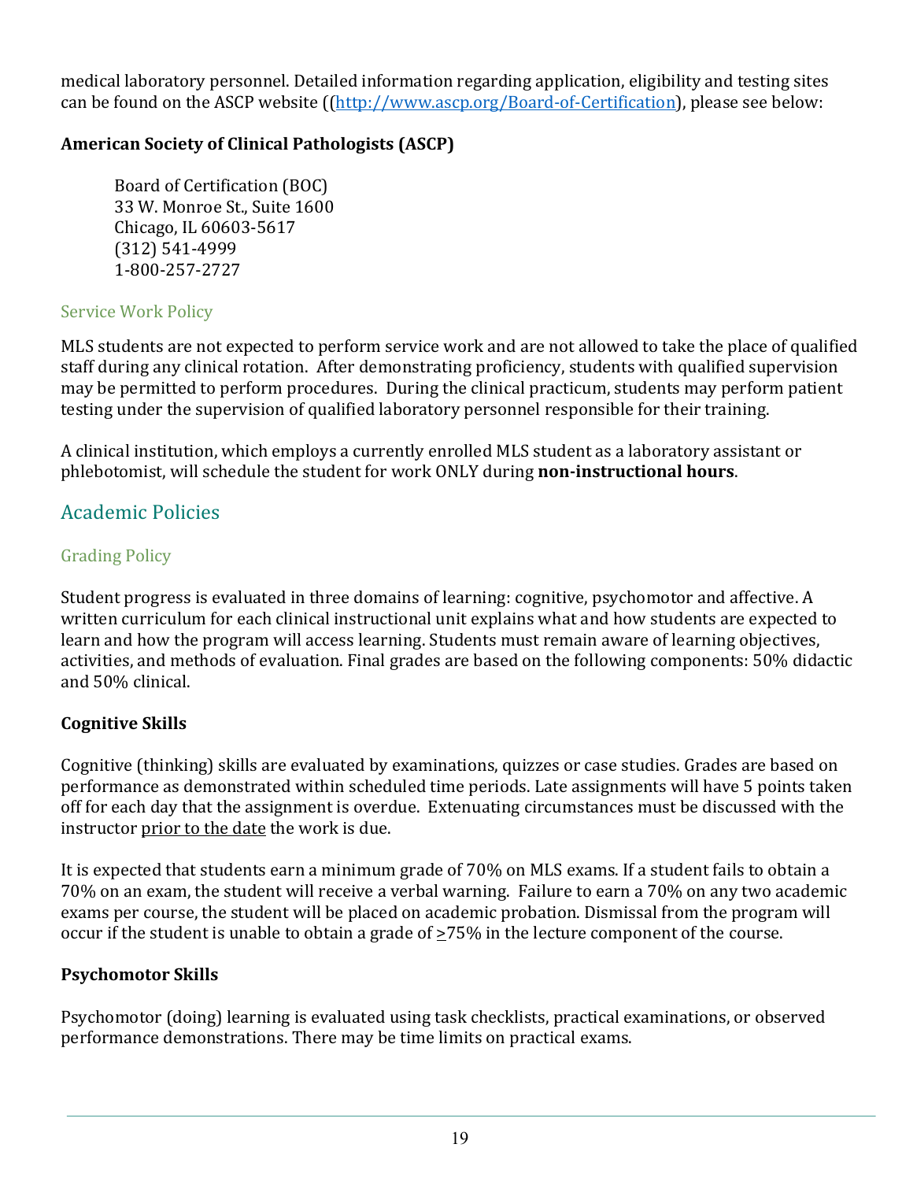medical laboratory personnel. Detailed information regarding application, eligibility and testing sites can be found on the ASCP website ((http://www.ascp.org/Board-of-Certification), please see below:

**American Society of Clinical Pathologists (ASCP)**

Board of Certification (BOC)
33 W. Monroe St., Suite 1600
Chicago, IL 60603-5617
(312) 541-4999
1-800-257-2727

### Service Work Policy

MLS students are not expected to perform service work and are not allowed to take the place of qualified staff during any clinical rotation. After demonstrating proficiency, students with qualified supervision may be permitted to perform procedures. During the clinical practicum, students may perform patient testing under the supervision of qualified laboratory personnel responsible for their training.

A clinical institution, which employs a currently enrolled MLS student as a laboratory assistant or phlebotomist, will schedule the student for work ONLY during **non-instructional hours**.

## Academic Policies

### Grading Policy

Student progress is evaluated in three domains of learning: cognitive, psychomotor and affective. A written curriculum for each clinical instructional unit explains what and how students are expected to learn and how the program will access learning. Students must remain aware of learning objectives, activities, and methods of evaluation. Final grades are based on the following components: 50% didactic and 50% clinical.

**Cognitive Skills**

Cognitive (thinking) skills are evaluated by examinations, quizzes or case studies. Grades are based on performance as demonstrated within scheduled time periods. Late assignments will have 5 points taken off for each day that the assignment is overdue. Extenuating circumstances must be discussed with the instructor prior to the date the work is due.

It is expected that students earn a minimum grade of 70% on MLS exams. If a student fails to obtain a 70% on an exam, the student will receive a verbal warning. Failure to earn a 70% on any two academic exams per course, the student will be placed on academic probation. Dismissal from the program will occur if the student is unable to obtain a grade of ≥75% in the lecture component of the course.

**Psychomotor Skills**

Psychomotor (doing) learning is evaluated using task checklists, practical examinations, or observed performance demonstrations. There may be time limits on practical exams.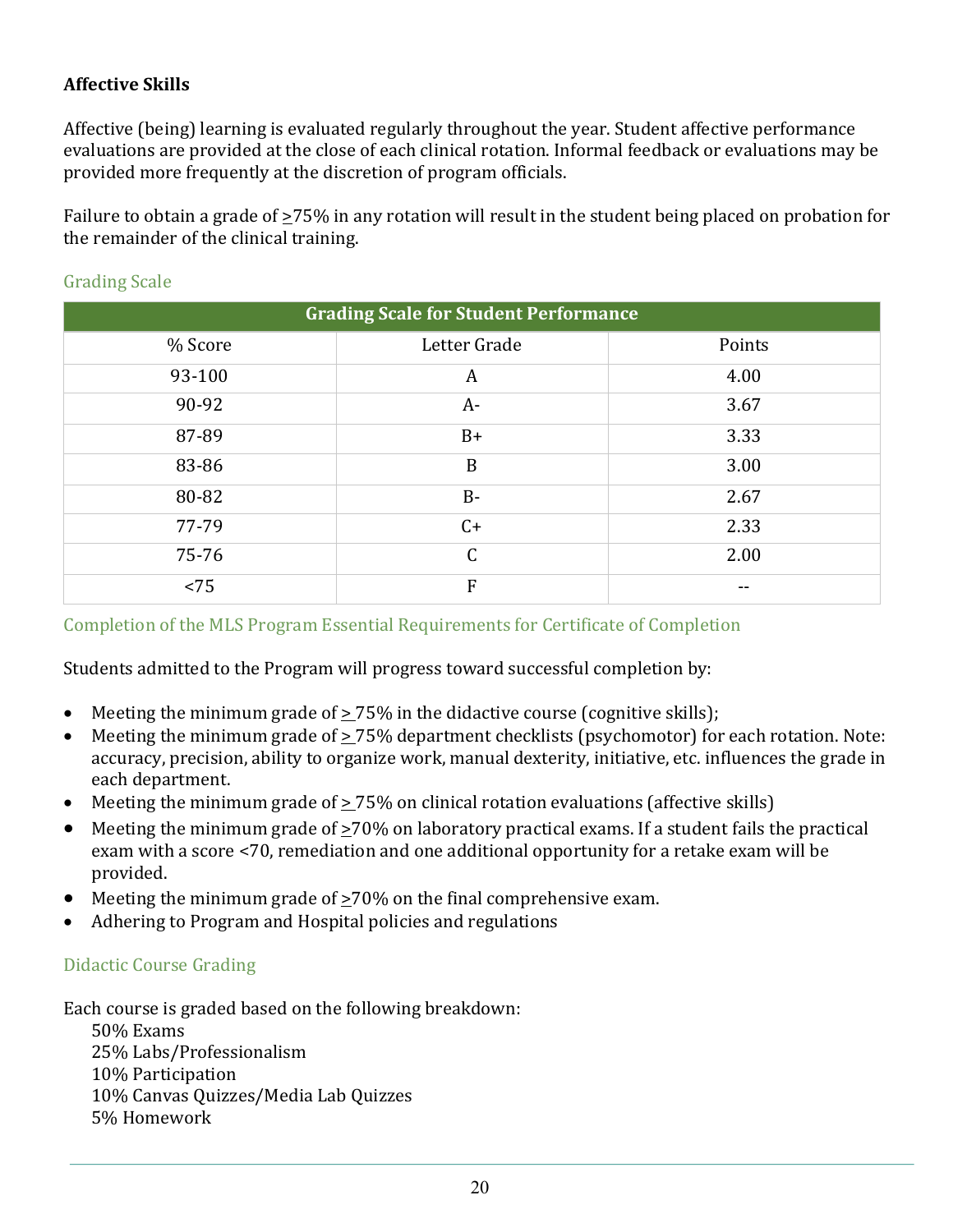**Affective Skills**

Affective (being) learning is evaluated regularly throughout the year. Student affective performance evaluations are provided at the close of each clinical rotation. Informal feedback or evaluations may be provided more frequently at the discretion of program officials.

Failure to obtain a grade of ≥75% in any rotation will result in the student being placed on probation for the remainder of the clinical training.

## Grading Scale

| Grading Scale for Student Performance | | |
|---|---|---|
| % Score | Letter Grade | Points |
| 93-100 | A | 4.00 |
| 90-92 | A- | 3.67 |
| 87-89 | B+ | 3.33 |
| 83-86 | B | 3.00 |
| 80-82 | B- | 2.67 |
| 77-79 | C+ | 2.33 |
| 75-76 | C | 2.00 |
| <75 | F | -- |

## Completion of the MLS Program Essential Requirements for Certificate of Completion

Students admitted to the Program will progress toward successful completion by:

- Meeting the minimum grade of ≥ 75% in the didactive course (cognitive skills);
- Meeting the minimum grade of ≥ 75% department checklists (psychomotor) for each rotation. Note: accuracy, precision, ability to organize work, manual dexterity, initiative, etc. influences the grade in each department.
- Meeting the minimum grade of ≥ 75% on clinical rotation evaluations (affective skills)
- Meeting the minimum grade of ≥70% on laboratory practical exams. If a student fails the practical exam with a score <70, remediation and one additional opportunity for a retake exam will be provided.
- Meeting the minimum grade of ≥70% on the final comprehensive exam.
- Adhering to Program and Hospital policies and regulations

## Didactic Course Grading

Each course is graded based on the following breakdown:

50% Exams
25% Labs/Professionalism
10% Participation
10% Canvas Quizzes/Media Lab Quizzes
5% Homework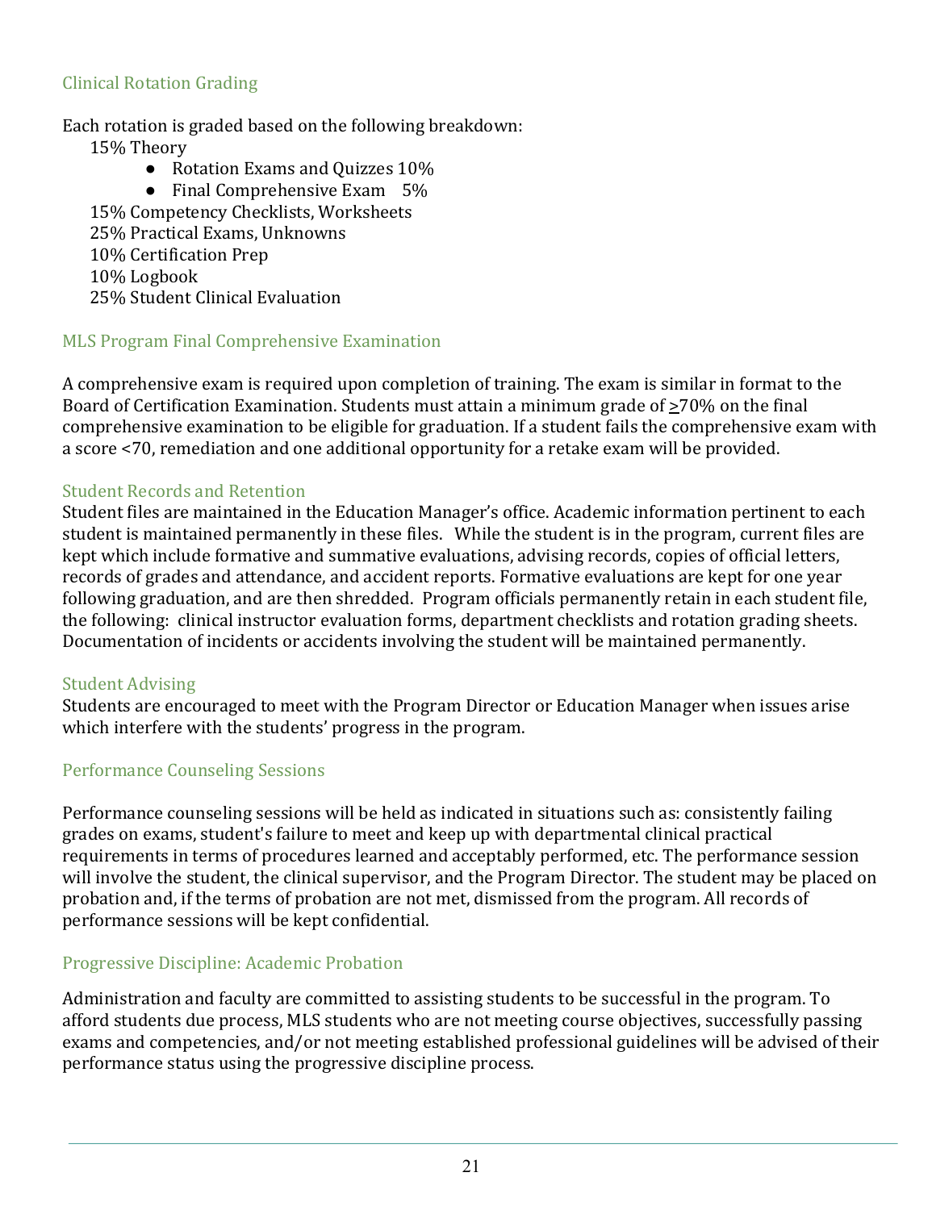## Clinical Rotation Grading

Each rotation is graded based on the following breakdown:

15% Theory
- Rotation Exams and Quizzes 10%
- Final Comprehensive Exam 5%

15% Competency Checklists, Worksheets
25% Practical Exams, Unknowns
10% Certification Prep
10% Logbook
25% Student Clinical Evaluation

## MLS Program Final Comprehensive Examination

A comprehensive exam is required upon completion of training. The exam is similar in format to the Board of Certification Examination. Students must attain a minimum grade of ≥70% on the final comprehensive examination to be eligible for graduation. If a student fails the comprehensive exam with a score <70, remediation and one additional opportunity for a retake exam will be provided.

## Student Records and Retention

Student files are maintained in the Education Manager's office. Academic information pertinent to each student is maintained permanently in these files. While the student is in the program, current files are kept which include formative and summative evaluations, advising records, copies of official letters, records of grades and attendance, and accident reports. Formative evaluations are kept for one year following graduation, and are then shredded. Program officials permanently retain in each student file, the following: clinical instructor evaluation forms, department checklists and rotation grading sheets. Documentation of incidents or accidents involving the student will be maintained permanently.

## Student Advising

Students are encouraged to meet with the Program Director or Education Manager when issues arise which interfere with the students' progress in the program.

## Performance Counseling Sessions

Performance counseling sessions will be held as indicated in situations such as: consistently failing grades on exams, student's failure to meet and keep up with departmental clinical practical requirements in terms of procedures learned and acceptably performed, etc. The performance session will involve the student, the clinical supervisor, and the Program Director. The student may be placed on probation and, if the terms of probation are not met, dismissed from the program. All records of performance sessions will be kept confidential.

## Progressive Discipline: Academic Probation

Administration and faculty are committed to assisting students to be successful in the program. To afford students due process, MLS students who are not meeting course objectives, successfully passing exams and competencies, and/or not meeting established professional guidelines will be advised of their performance status using the progressive discipline process.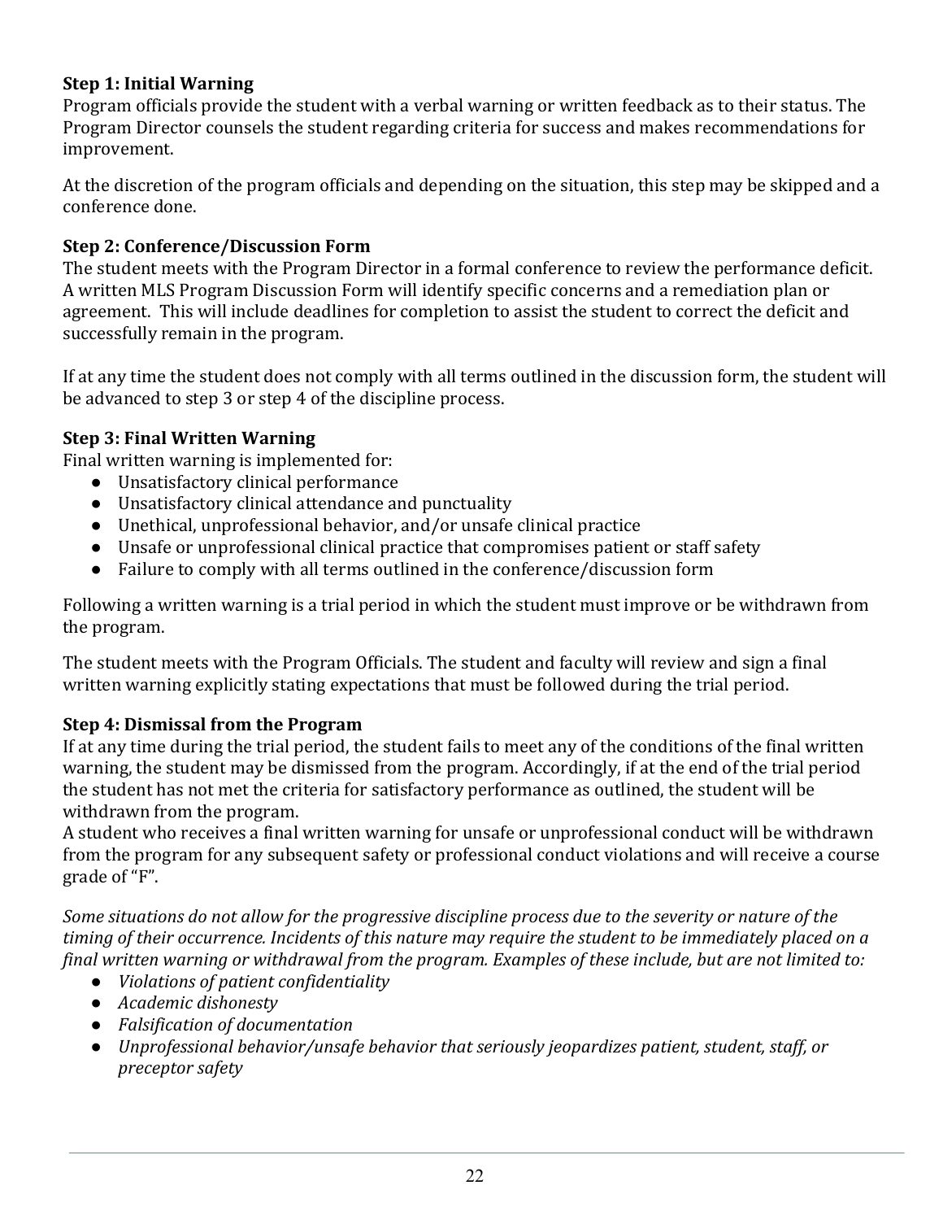**Step 1: Initial Warning**

Program officials provide the student with a verbal warning or written feedback as to their status. The Program Director counsels the student regarding criteria for success and makes recommendations for improvement.

At the discretion of the program officials and depending on the situation, this step may be skipped and a conference done.

**Step 2: Conference/Discussion Form**

The student meets with the Program Director in a formal conference to review the performance deficit. A written MLS Program Discussion Form will identify specific concerns and a remediation plan or agreement. This will include deadlines for completion to assist the student to correct the deficit and successfully remain in the program.

If at any time the student does not comply with all terms outlined in the discussion form, the student will be advanced to step 3 or step 4 of the discipline process.

**Step 3: Final Written Warning**

Final written warning is implemented for:

- Unsatisfactory clinical performance
- Unsatisfactory clinical attendance and punctuality
- Unethical, unprofessional behavior, and/or unsafe clinical practice
- Unsafe or unprofessional clinical practice that compromises patient or staff safety
- Failure to comply with all terms outlined in the conference/discussion form

Following a written warning is a trial period in which the student must improve or be withdrawn from the program.

The student meets with the Program Officials. The student and faculty will review and sign a final written warning explicitly stating expectations that must be followed during the trial period.

**Step 4: Dismissal from the Program**

If at any time during the trial period, the student fails to meet any of the conditions of the final written warning, the student may be dismissed from the program. Accordingly, if at the end of the trial period the student has not met the criteria for satisfactory performance as outlined, the student will be withdrawn from the program.

A student who receives a final written warning for unsafe or unprofessional conduct will be withdrawn from the program for any subsequent safety or professional conduct violations and will receive a course grade of "F".

*Some situations do not allow for the progressive discipline process due to the severity or nature of the timing of their occurrence. Incidents of this nature may require the student to be immediately placed on a final written warning or withdrawal from the program. Examples of these include, but are not limited to:*

- *Violations of patient confidentiality*
- *Academic dishonesty*
- *Falsification of documentation*
- *Unprofessional behavior/unsafe behavior that seriously jeopardizes patient, student, staff, or preceptor safety*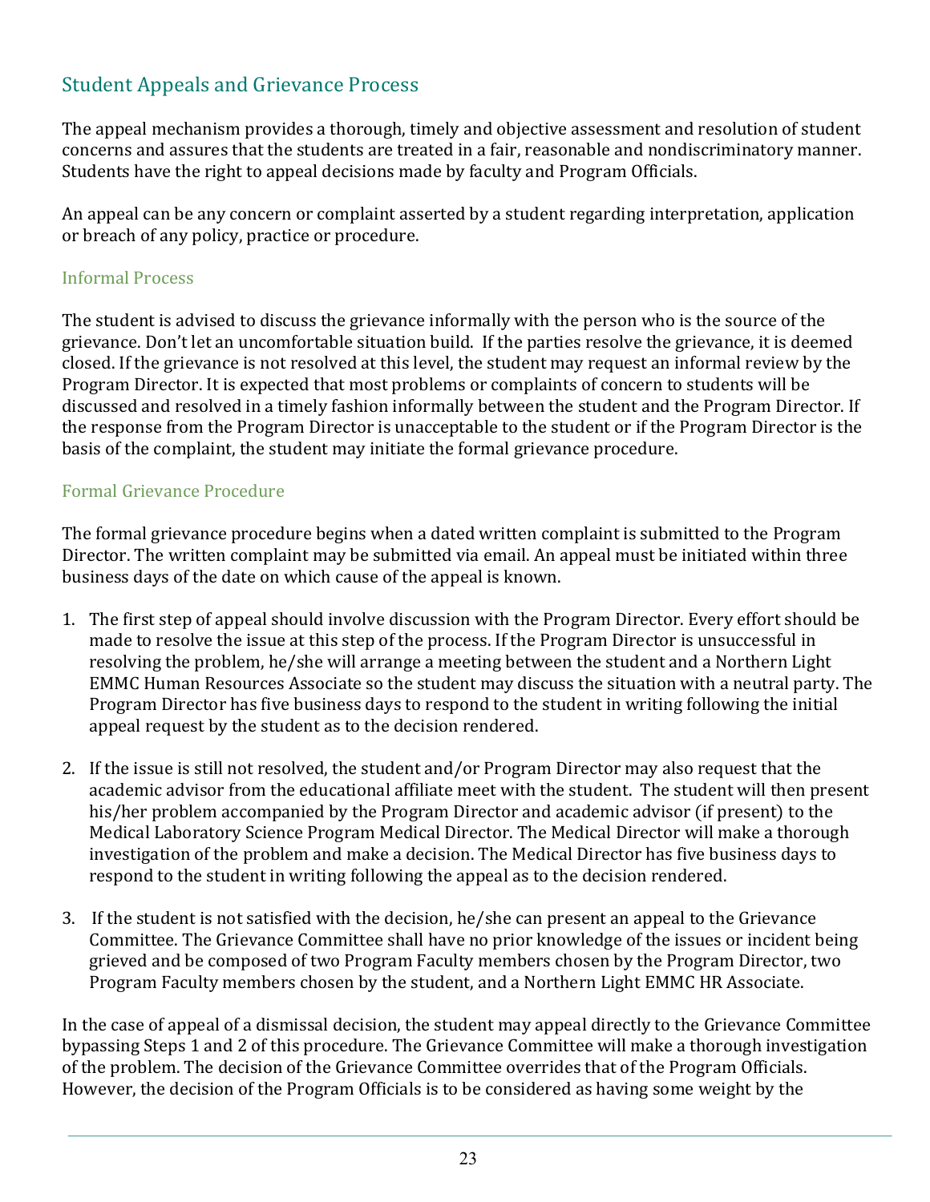## Student Appeals and Grievance Process

The appeal mechanism provides a thorough, timely and objective assessment and resolution of student concerns and assures that the students are treated in a fair, reasonable and nondiscriminatory manner. Students have the right to appeal decisions made by faculty and Program Officials.

An appeal can be any concern or complaint asserted by a student regarding interpretation, application or breach of any policy, practice or procedure.

### Informal Process

The student is advised to discuss the grievance informally with the person who is the source of the grievance. Don't let an uncomfortable situation build. If the parties resolve the grievance, it is deemed closed. If the grievance is not resolved at this level, the student may request an informal review by the Program Director. It is expected that most problems or complaints of concern to students will be discussed and resolved in a timely fashion informally between the student and the Program Director. If the response from the Program Director is unacceptable to the student or if the Program Director is the basis of the complaint, the student may initiate the formal grievance procedure.

### Formal Grievance Procedure

The formal grievance procedure begins when a dated written complaint is submitted to the Program Director. The written complaint may be submitted via email. An appeal must be initiated within three business days of the date on which cause of the appeal is known.

1. The first step of appeal should involve discussion with the Program Director. Every effort should be made to resolve the issue at this step of the process. If the Program Director is unsuccessful in resolving the problem, he/she will arrange a meeting between the student and a Northern Light EMMC Human Resources Associate so the student may discuss the situation with a neutral party. The Program Director has five business days to respond to the student in writing following the initial appeal request by the student as to the decision rendered.

2. If the issue is still not resolved, the student and/or Program Director may also request that the academic advisor from the educational affiliate meet with the student. The student will then present his/her problem accompanied by the Program Director and academic advisor (if present) to the Medical Laboratory Science Program Medical Director. The Medical Director will make a thorough investigation of the problem and make a decision. The Medical Director has five business days to respond to the student in writing following the appeal as to the decision rendered.

3. If the student is not satisfied with the decision, he/she can present an appeal to the Grievance Committee. The Grievance Committee shall have no prior knowledge of the issues or incident being grieved and be composed of two Program Faculty members chosen by the Program Director, two Program Faculty members chosen by the student, and a Northern Light EMMC HR Associate.

In the case of appeal of a dismissal decision, the student may appeal directly to the Grievance Committee bypassing Steps 1 and 2 of this procedure. The Grievance Committee will make a thorough investigation of the problem. The decision of the Grievance Committee overrides that of the Program Officials. However, the decision of the Program Officials is to be considered as having some weight by the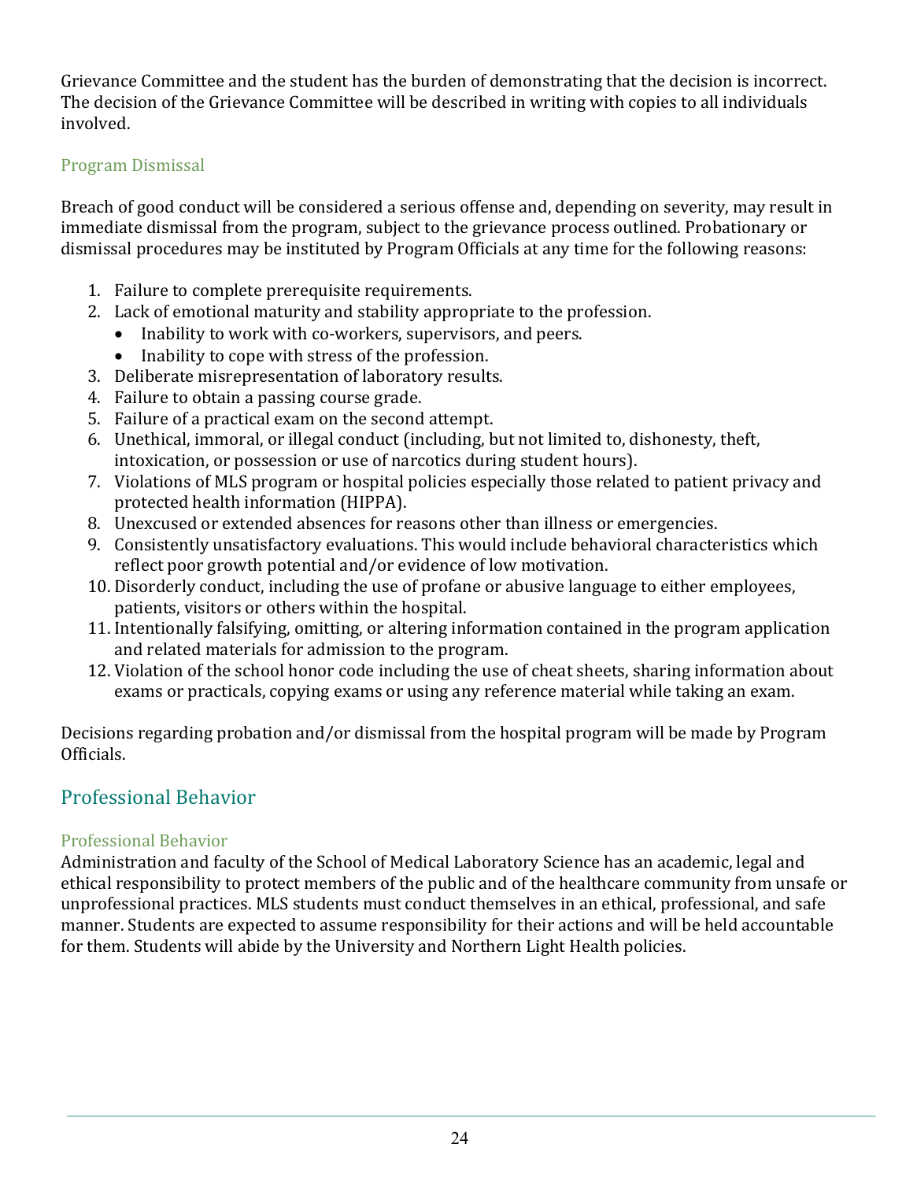Grievance Committee and the student has the burden of demonstrating that the decision is incorrect. The decision of the Grievance Committee will be described in writing with copies to all individuals involved.

### Program Dismissal

Breach of good conduct will be considered a serious offense and, depending on severity, may result in immediate dismissal from the program, subject to the grievance process outlined. Probationary or dismissal procedures may be instituted by Program Officials at any time for the following reasons:

1. Failure to complete prerequisite requirements.
2. Lack of emotional maturity and stability appropriate to the profession.
   - Inability to work with co-workers, supervisors, and peers.
   - Inability to cope with stress of the profession.
3. Deliberate misrepresentation of laboratory results.
4. Failure to obtain a passing course grade.
5. Failure of a practical exam on the second attempt.
6. Unethical, immoral, or illegal conduct (including, but not limited to, dishonesty, theft, intoxication, or possession or use of narcotics during student hours).
7. Violations of MLS program or hospital policies especially those related to patient privacy and protected health information (HIPPA).
8. Unexcused or extended absences for reasons other than illness or emergencies.
9. Consistently unsatisfactory evaluations. This would include behavioral characteristics which reflect poor growth potential and/or evidence of low motivation.
10. Disorderly conduct, including the use of profane or abusive language to either employees, patients, visitors or others within the hospital.
11. Intentionally falsifying, omitting, or altering information contained in the program application and related materials for admission to the program.
12. Violation of the school honor code including the use of cheat sheets, sharing information about exams or practicals, copying exams or using any reference material while taking an exam.

Decisions regarding probation and/or dismissal from the hospital program will be made by Program Officials.

## Professional Behavior

### Professional Behavior

Administration and faculty of the School of Medical Laboratory Science has an academic, legal and ethical responsibility to protect members of the public and of the healthcare community from unsafe or unprofessional practices. MLS students must conduct themselves in an ethical, professional, and safe manner. Students are expected to assume responsibility for their actions and will be held accountable for them. Students will abide by the University and Northern Light Health policies.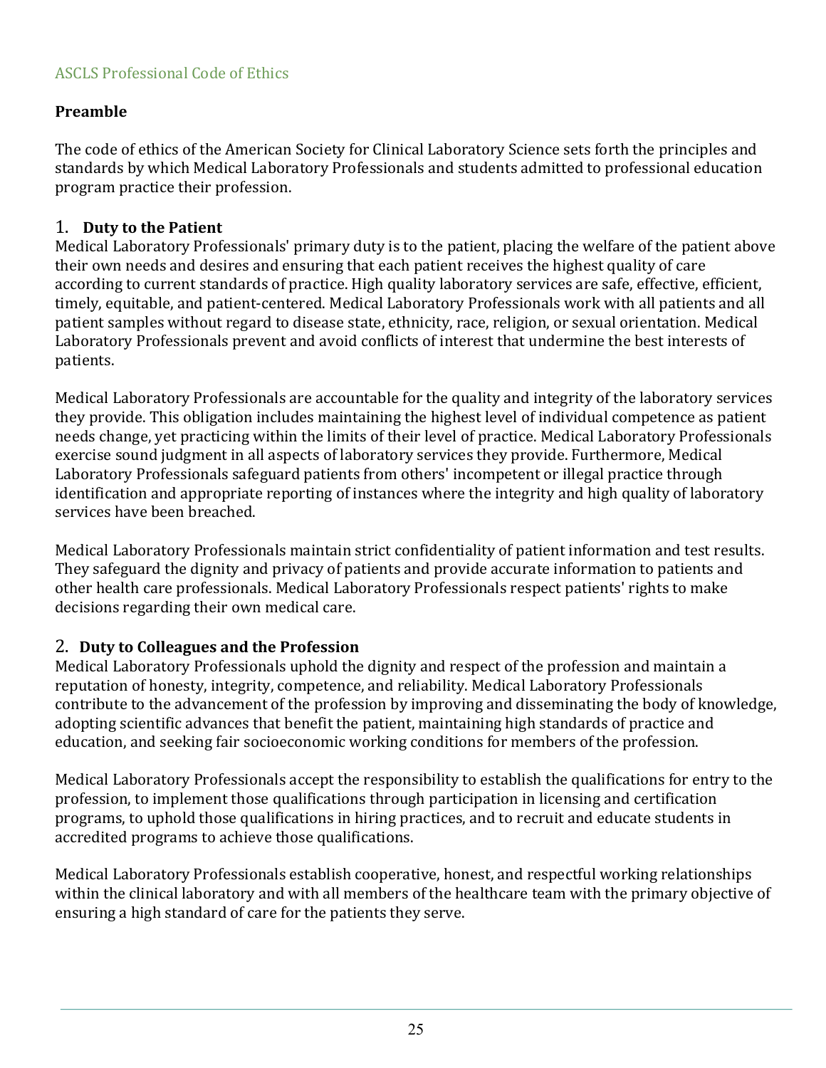## ASCLS Professional Code of Ethics

### Preamble

The code of ethics of the American Society for Clinical Laboratory Science sets forth the principles and standards by which Medical Laboratory Professionals and students admitted to professional education program practice their profession.

### 1. Duty to the Patient

Medical Laboratory Professionals' primary duty is to the patient, placing the welfare of the patient above their own needs and desires and ensuring that each patient receives the highest quality of care according to current standards of practice. High quality laboratory services are safe, effective, efficient, timely, equitable, and patient-centered. Medical Laboratory Professionals work with all patients and all patient samples without regard to disease state, ethnicity, race, religion, or sexual orientation. Medical Laboratory Professionals prevent and avoid conflicts of interest that undermine the best interests of patients.

Medical Laboratory Professionals are accountable for the quality and integrity of the laboratory services they provide. This obligation includes maintaining the highest level of individual competence as patient needs change, yet practicing within the limits of their level of practice. Medical Laboratory Professionals exercise sound judgment in all aspects of laboratory services they provide. Furthermore, Medical Laboratory Professionals safeguard patients from others' incompetent or illegal practice through identification and appropriate reporting of instances where the integrity and high quality of laboratory services have been breached.

Medical Laboratory Professionals maintain strict confidentiality of patient information and test results. They safeguard the dignity and privacy of patients and provide accurate information to patients and other health care professionals. Medical Laboratory Professionals respect patients' rights to make decisions regarding their own medical care.

### 2. Duty to Colleagues and the Profession

Medical Laboratory Professionals uphold the dignity and respect of the profession and maintain a reputation of honesty, integrity, competence, and reliability. Medical Laboratory Professionals contribute to the advancement of the profession by improving and disseminating the body of knowledge, adopting scientific advances that benefit the patient, maintaining high standards of practice and education, and seeking fair socioeconomic working conditions for members of the profession.

Medical Laboratory Professionals accept the responsibility to establish the qualifications for entry to the profession, to implement those qualifications through participation in licensing and certification programs, to uphold those qualifications in hiring practices, and to recruit and educate students in accredited programs to achieve those qualifications.

Medical Laboratory Professionals establish cooperative, honest, and respectful working relationships within the clinical laboratory and with all members of the healthcare team with the primary objective of ensuring a high standard of care for the patients they serve.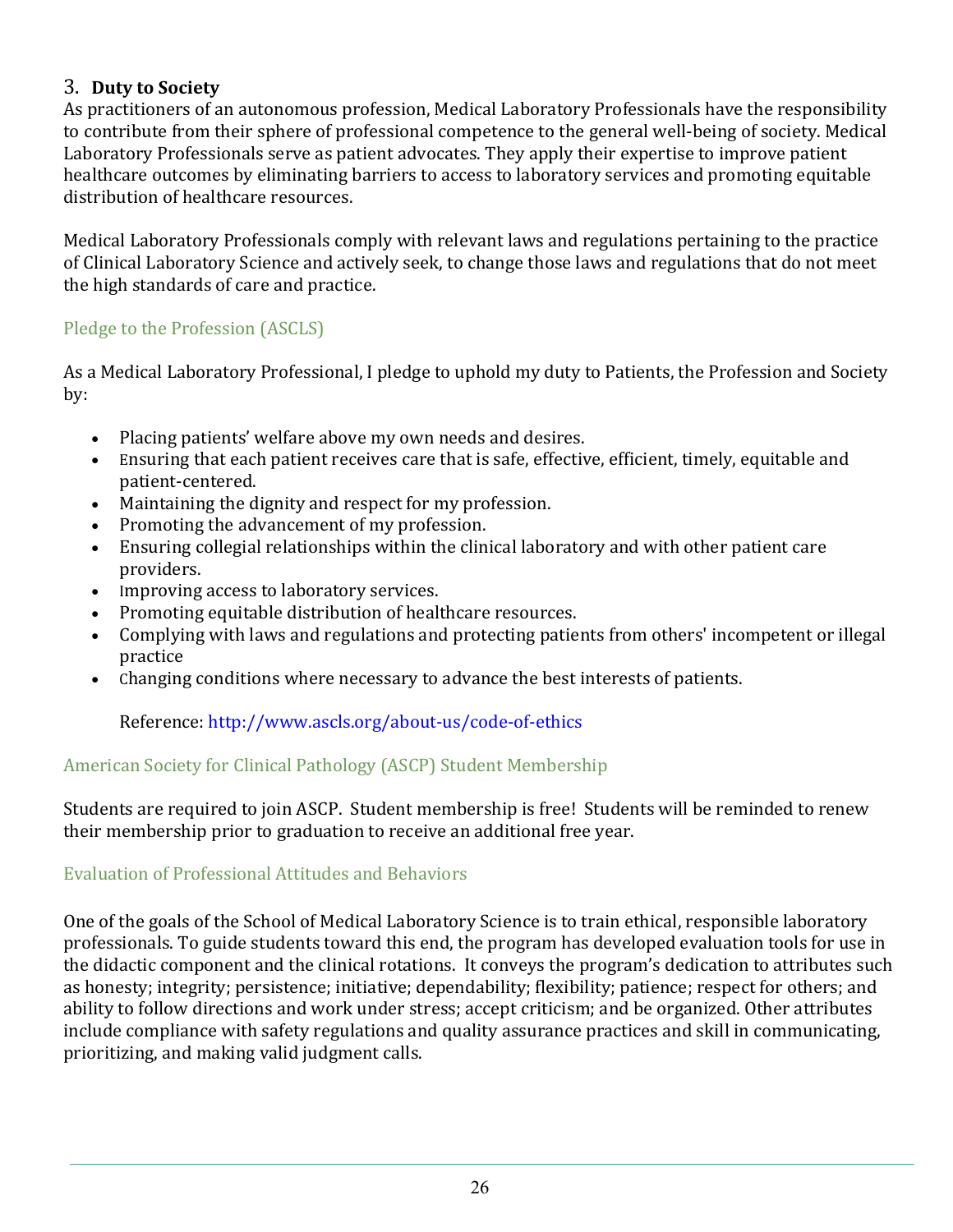### 3. **Duty to Society**

As practitioners of an autonomous profession, Medical Laboratory Professionals have the responsibility to contribute from their sphere of professional competence to the general well-being of society. Medical Laboratory Professionals serve as patient advocates. They apply their expertise to improve patient healthcare outcomes by eliminating barriers to access to laboratory services and promoting equitable distribution of healthcare resources.

Medical Laboratory Professionals comply with relevant laws and regulations pertaining to the practice of Clinical Laboratory Science and actively seek, to change those laws and regulations that do not meet the high standards of care and practice.

## Pledge to the Profession (ASCLS)

As a Medical Laboratory Professional, I pledge to uphold my duty to Patients, the Profession and Society by:

- Placing patients' welfare above my own needs and desires.
- Ensuring that each patient receives care that is safe, effective, efficient, timely, equitable and patient-centered.
- Maintaining the dignity and respect for my profession.
- Promoting the advancement of my profession.
- Ensuring collegial relationships within the clinical laboratory and with other patient care providers.
- Improving access to laboratory services.
- Promoting equitable distribution of healthcare resources.
- Complying with laws and regulations and protecting patients from others' incompetent or illegal practice
- Changing conditions where necessary to advance the best interests of patients.

  Reference: http://www.ascls.org/about-us/code-of-ethics

## American Society for Clinical Pathology (ASCP) Student Membership

Students are required to join ASCP. Student membership is free! Students will be reminded to renew their membership prior to graduation to receive an additional free year.

## Evaluation of Professional Attitudes and Behaviors

One of the goals of the School of Medical Laboratory Science is to train ethical, responsible laboratory professionals. To guide students toward this end, the program has developed evaluation tools for use in the didactic component and the clinical rotations. It conveys the program's dedication to attributes such as honesty; integrity; persistence; initiative; dependability; flexibility; patience; respect for others; and ability to follow directions and work under stress; accept criticism; and be organized. Other attributes include compliance with safety regulations and quality assurance practices and skill in communicating, prioritizing, and making valid judgment calls.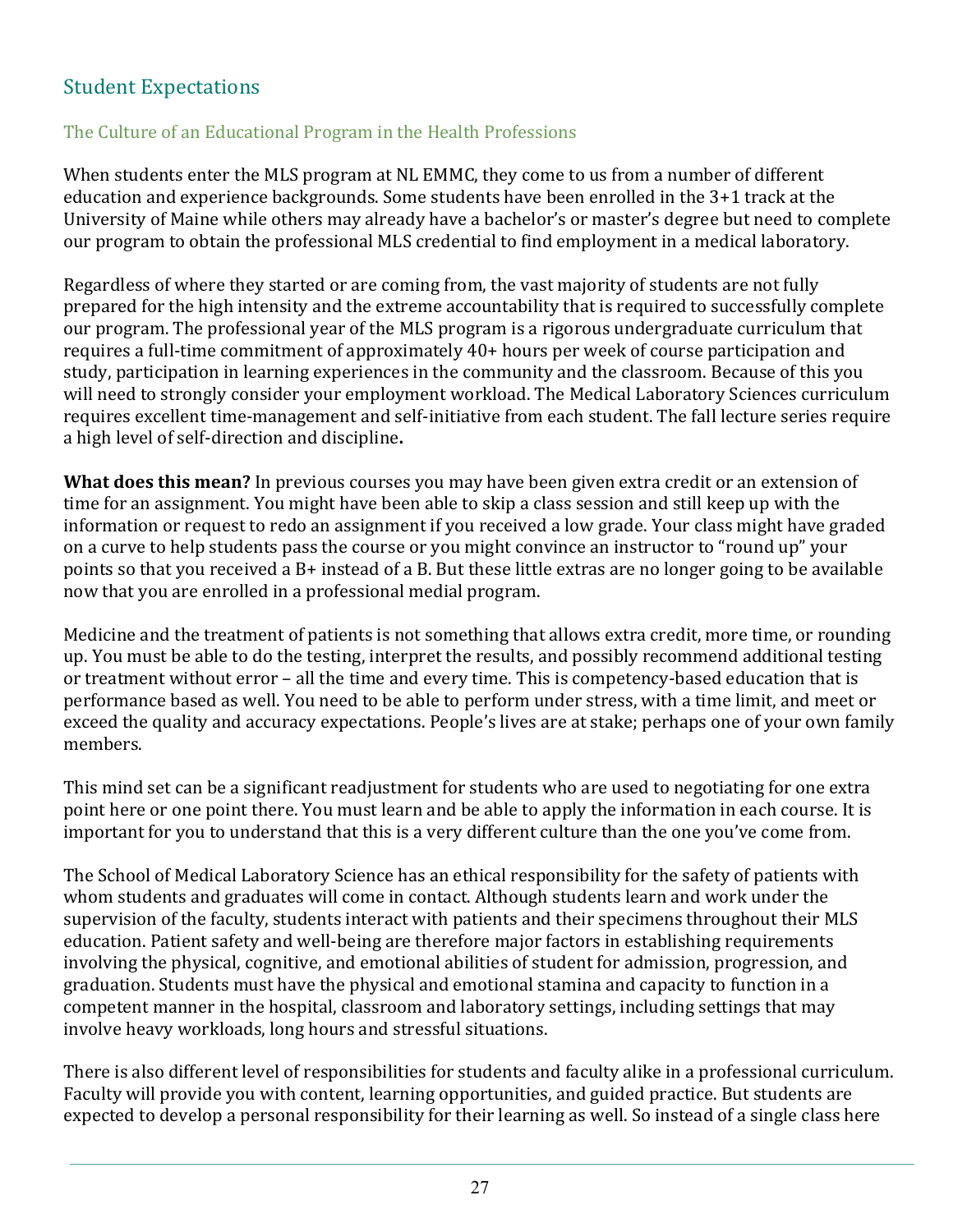## Student Expectations

### The Culture of an Educational Program in the Health Professions

When students enter the MLS program at NL EMMC, they come to us from a number of different education and experience backgrounds. Some students have been enrolled in the 3+1 track at the University of Maine while others may already have a bachelor's or master's degree but need to complete our program to obtain the professional MLS credential to find employment in a medical laboratory.

Regardless of where they started or are coming from, the vast majority of students are not fully prepared for the high intensity and the extreme accountability that is required to successfully complete our program. The professional year of the MLS program is a rigorous undergraduate curriculum that requires a full-time commitment of approximately 40+ hours per week of course participation and study, participation in learning experiences in the community and the classroom. Because of this you will need to strongly consider your employment workload. The Medical Laboratory Sciences curriculum requires excellent time-management and self-initiative from each student. The fall lecture series require a high level of self-direction and discipline**.**

**What does this mean?** In previous courses you may have been given extra credit or an extension of time for an assignment. You might have been able to skip a class session and still keep up with the information or request to redo an assignment if you received a low grade. Your class might have graded on a curve to help students pass the course or you might convince an instructor to "round up" your points so that you received a B+ instead of a B. But these little extras are no longer going to be available now that you are enrolled in a professional medial program.

Medicine and the treatment of patients is not something that allows extra credit, more time, or rounding up. You must be able to do the testing, interpret the results, and possibly recommend additional testing or treatment without error – all the time and every time. This is competency-based education that is performance based as well. You need to be able to perform under stress, with a time limit, and meet or exceed the quality and accuracy expectations. People's lives are at stake; perhaps one of your own family members.

This mind set can be a significant readjustment for students who are used to negotiating for one extra point here or one point there. You must learn and be able to apply the information in each course. It is important for you to understand that this is a very different culture than the one you've come from.

The School of Medical Laboratory Science has an ethical responsibility for the safety of patients with whom students and graduates will come in contact. Although students learn and work under the supervision of the faculty, students interact with patients and their specimens throughout their MLS education. Patient safety and well-being are therefore major factors in establishing requirements involving the physical, cognitive, and emotional abilities of student for admission, progression, and graduation. Students must have the physical and emotional stamina and capacity to function in a competent manner in the hospital, classroom and laboratory settings, including settings that may involve heavy workloads, long hours and stressful situations.

There is also different level of responsibilities for students and faculty alike in a professional curriculum. Faculty will provide you with content, learning opportunities, and guided practice. But students are expected to develop a personal responsibility for their learning as well. So instead of a single class here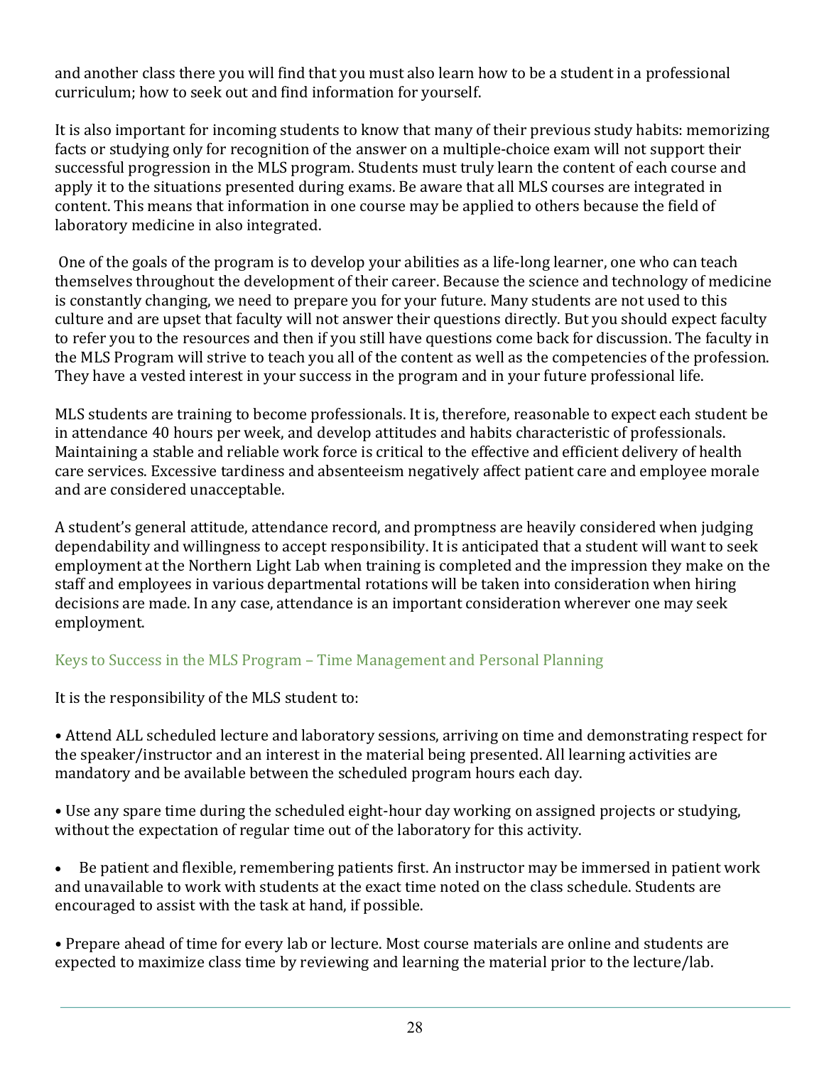and another class there you will find that you must also learn how to be a student in a professional curriculum; how to seek out and find information for yourself.

It is also important for incoming students to know that many of their previous study habits: memorizing facts or studying only for recognition of the answer on a multiple-choice exam will not support their successful progression in the MLS program. Students must truly learn the content of each course and apply it to the situations presented during exams. Be aware that all MLS courses are integrated in content. This means that information in one course may be applied to others because the field of laboratory medicine in also integrated.

One of the goals of the program is to develop your abilities as a life-long learner, one who can teach themselves throughout the development of their career. Because the science and technology of medicine is constantly changing, we need to prepare you for your future. Many students are not used to this culture and are upset that faculty will not answer their questions directly. But you should expect faculty to refer you to the resources and then if you still have questions come back for discussion. The faculty in the MLS Program will strive to teach you all of the content as well as the competencies of the profession. They have a vested interest in your success in the program and in your future professional life.

MLS students are training to become professionals. It is, therefore, reasonable to expect each student be in attendance 40 hours per week, and develop attitudes and habits characteristic of professionals. Maintaining a stable and reliable work force is critical to the effective and efficient delivery of health care services. Excessive tardiness and absenteeism negatively affect patient care and employee morale and are considered unacceptable.

A student's general attitude, attendance record, and promptness are heavily considered when judging dependability and willingness to accept responsibility. It is anticipated that a student will want to seek employment at the Northern Light Lab when training is completed and the impression they make on the staff and employees in various departmental rotations will be taken into consideration when hiring decisions are made. In any case, attendance is an important consideration wherever one may seek employment.

### Keys to Success in the MLS Program – Time Management and Personal Planning

It is the responsibility of the MLS student to:

- Attend ALL scheduled lecture and laboratory sessions, arriving on time and demonstrating respect for the speaker/instructor and an interest in the material being presented. All learning activities are mandatory and be available between the scheduled program hours each day.

- Use any spare time during the scheduled eight-hour day working on assigned projects or studying, without the expectation of regular time out of the laboratory for this activity.

- Be patient and flexible, remembering patients first. An instructor may be immersed in patient work and unavailable to work with students at the exact time noted on the class schedule. Students are encouraged to assist with the task at hand, if possible.

- Prepare ahead of time for every lab or lecture. Most course materials are online and students are expected to maximize class time by reviewing and learning the material prior to the lecture/lab.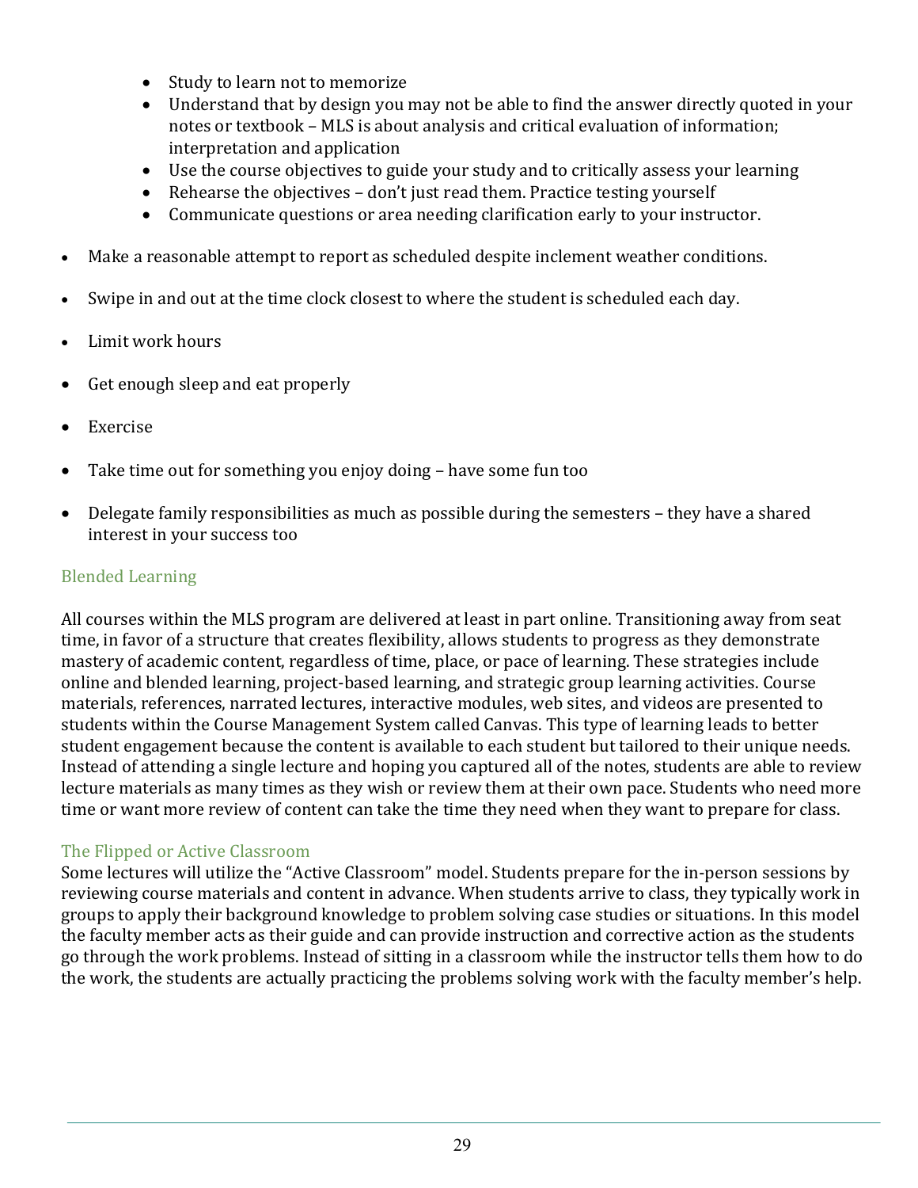- Study to learn not to memorize
  - Understand that by design you may not be able to find the answer directly quoted in your notes or textbook – MLS is about analysis and critical evaluation of information; interpretation and application
  - Use the course objectives to guide your study and to critically assess your learning
  - Rehearse the objectives – don't just read them. Practice testing yourself
  - Communicate questions or area needing clarification early to your instructor.

- Make a reasonable attempt to report as scheduled despite inclement weather conditions.
- Swipe in and out at the time clock closest to where the student is scheduled each day.
- Limit work hours
- Get enough sleep and eat properly
- Exercise
- Take time out for something you enjoy doing – have some fun too
- Delegate family responsibilities as much as possible during the semesters – they have a shared interest in your success too

### Blended Learning

All courses within the MLS program are delivered at least in part online. Transitioning away from seat time, in favor of a structure that creates flexibility, allows students to progress as they demonstrate mastery of academic content, regardless of time, place, or pace of learning. These strategies include online and blended learning, project-based learning, and strategic group learning activities. Course materials, references, narrated lectures, interactive modules, web sites, and videos are presented to students within the Course Management System called Canvas. This type of learning leads to better student engagement because the content is available to each student but tailored to their unique needs. Instead of attending a single lecture and hoping you captured all of the notes, students are able to review lecture materials as many times as they wish or review them at their own pace. Students who need more time or want more review of content can take the time they need when they want to prepare for class.

### The Flipped or Active Classroom

Some lectures will utilize the "Active Classroom" model. Students prepare for the in-person sessions by reviewing course materials and content in advance. When students arrive to class, they typically work in groups to apply their background knowledge to problem solving case studies or situations. In this model the faculty member acts as their guide and can provide instruction and corrective action as the students go through the work problems. Instead of sitting in a classroom while the instructor tells them how to do the work, the students are actually practicing the problems solving work with the faculty member's help.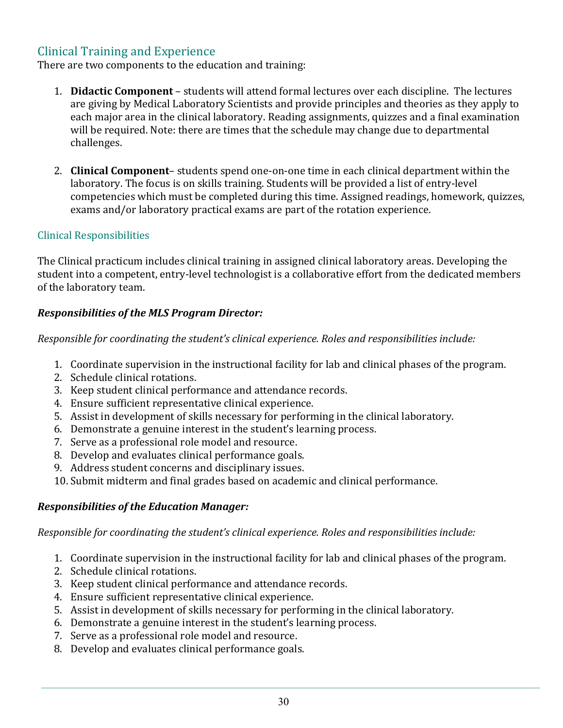## Clinical Training and Experience

There are two components to the education and training:

1. **Didactic Component** – students will attend formal lectures over each discipline. The lectures are giving by Medical Laboratory Scientists and provide principles and theories as they apply to each major area in the clinical laboratory. Reading assignments, quizzes and a final examination will be required. Note: there are times that the schedule may change due to departmental challenges.

2. **Clinical Component**– students spend one-on-one time in each clinical department within the laboratory. The focus is on skills training. Students will be provided a list of entry-level competencies which must be completed during this time. Assigned readings, homework, quizzes, exams and/or laboratory practical exams are part of the rotation experience.

### Clinical Responsibilities

The Clinical practicum includes clinical training in assigned clinical laboratory areas. Developing the student into a competent, entry-level technologist is a collaborative effort from the dedicated members of the laboratory team.

***Responsibilities of the MLS Program Director:***

*Responsible for coordinating the student's clinical experience. Roles and responsibilities include:*

1. Coordinate supervision in the instructional facility for lab and clinical phases of the program.
2. Schedule clinical rotations.
3. Keep student clinical performance and attendance records.
4. Ensure sufficient representative clinical experience.
5. Assist in development of skills necessary for performing in the clinical laboratory.
6. Demonstrate a genuine interest in the student's learning process.
7. Serve as a professional role model and resource.
8. Develop and evaluates clinical performance goals.
9. Address student concerns and disciplinary issues.
10. Submit midterm and final grades based on academic and clinical performance.

***Responsibilities of the Education Manager:***

*Responsible for coordinating the student's clinical experience. Roles and responsibilities include:*

1. Coordinate supervision in the instructional facility for lab and clinical phases of the program.
2. Schedule clinical rotations.
3. Keep student clinical performance and attendance records.
4. Ensure sufficient representative clinical experience.
5. Assist in development of skills necessary for performing in the clinical laboratory.
6. Demonstrate a genuine interest in the student's learning process.
7. Serve as a professional role model and resource.
8. Develop and evaluates clinical performance goals.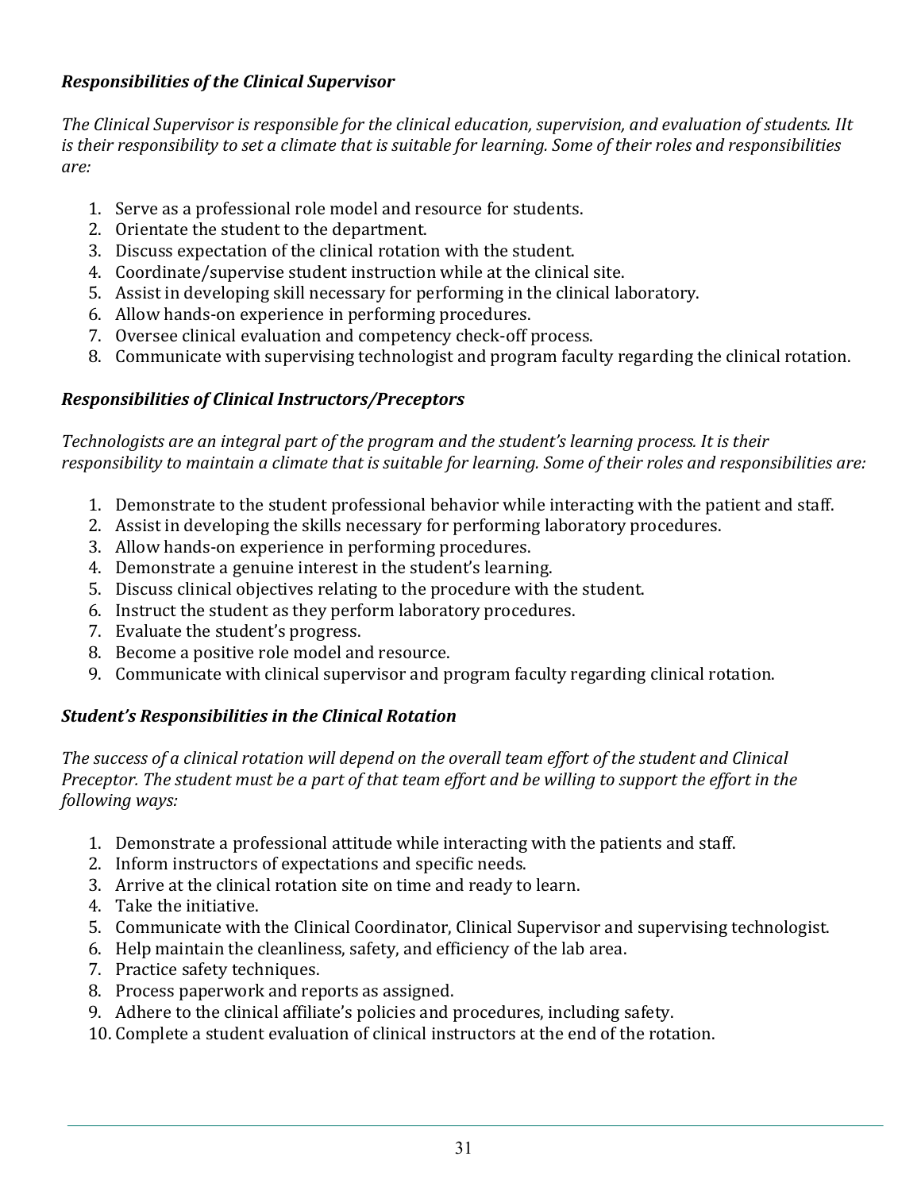***Responsibilities of the Clinical Supervisor***

*The Clinical Supervisor is responsible for the clinical education, supervision, and evaluation of students. IIt is their responsibility to set a climate that is suitable for learning. Some of their roles and responsibilities are:*

1. Serve as a professional role model and resource for students.
2. Orientate the student to the department.
3. Discuss expectation of the clinical rotation with the student.
4. Coordinate/supervise student instruction while at the clinical site.
5. Assist in developing skill necessary for performing in the clinical laboratory.
6. Allow hands-on experience in performing procedures.
7. Oversee clinical evaluation and competency check-off process.
8. Communicate with supervising technologist and program faculty regarding the clinical rotation.

***Responsibilities of Clinical Instructors/Preceptors***

*Technologists are an integral part of the program and the student's learning process. It is their responsibility to maintain a climate that is suitable for learning. Some of their roles and responsibilities are:*

1. Demonstrate to the student professional behavior while interacting with the patient and staff.
2. Assist in developing the skills necessary for performing laboratory procedures.
3. Allow hands-on experience in performing procedures.
4. Demonstrate a genuine interest in the student's learning.
5. Discuss clinical objectives relating to the procedure with the student.
6. Instruct the student as they perform laboratory procedures.
7. Evaluate the student's progress.
8. Become a positive role model and resource.
9. Communicate with clinical supervisor and program faculty regarding clinical rotation.

***Student's Responsibilities in the Clinical Rotation***

*The success of a clinical rotation will depend on the overall team effort of the student and Clinical Preceptor. The student must be a part of that team effort and be willing to support the effort in the following ways:*

1. Demonstrate a professional attitude while interacting with the patients and staff.
2. Inform instructors of expectations and specific needs.
3. Arrive at the clinical rotation site on time and ready to learn.
4. Take the initiative.
5. Communicate with the Clinical Coordinator, Clinical Supervisor and supervising technologist.
6. Help maintain the cleanliness, safety, and efficiency of the lab area.
7. Practice safety techniques.
8. Process paperwork and reports as assigned.
9. Adhere to the clinical affiliate's policies and procedures, including safety.
10. Complete a student evaluation of clinical instructors at the end of the rotation.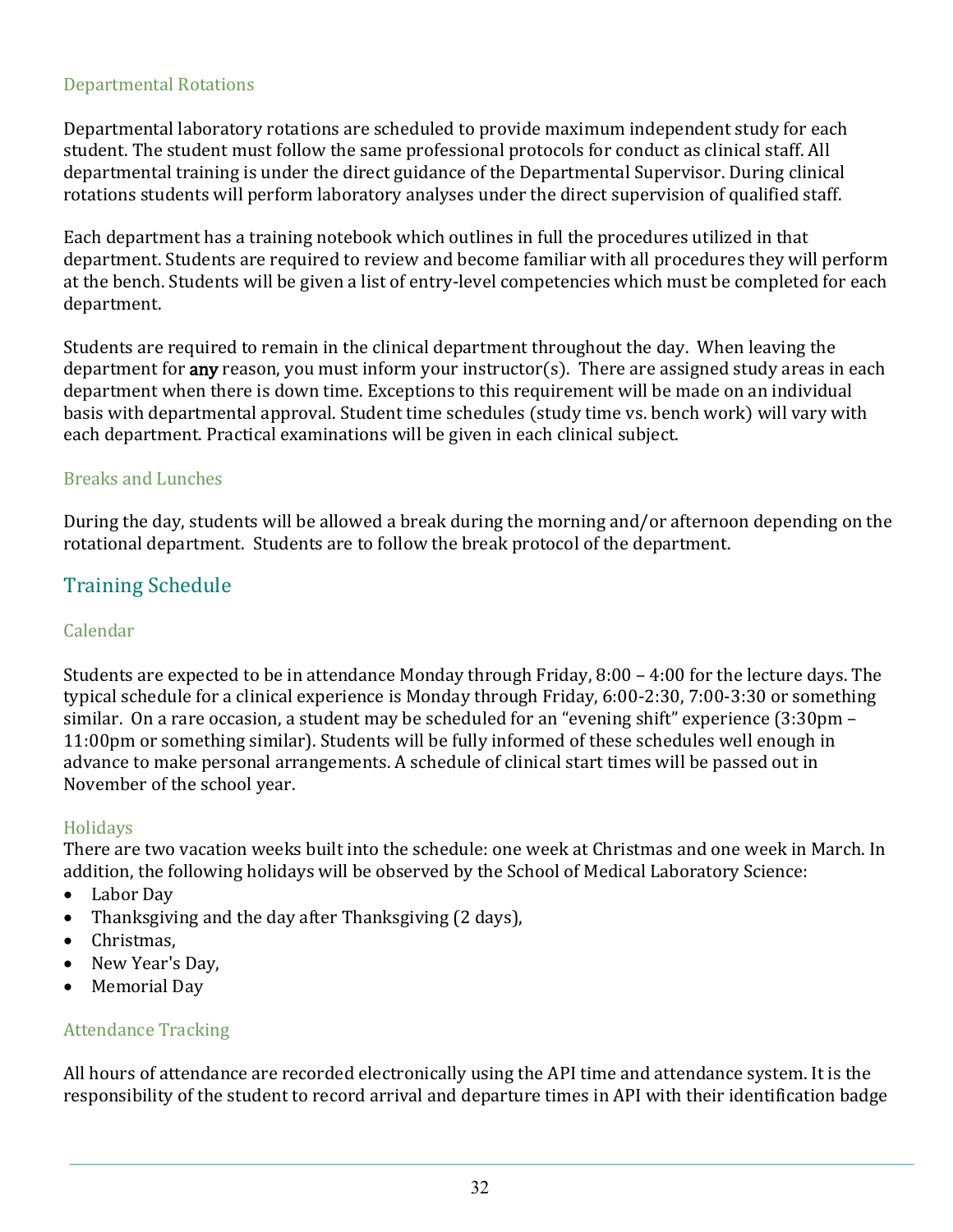### Departmental Rotations

Departmental laboratory rotations are scheduled to provide maximum independent study for each student. The student must follow the same professional protocols for conduct as clinical staff. All departmental training is under the direct guidance of the Departmental Supervisor. During clinical rotations students will perform laboratory analyses under the direct supervision of qualified staff.

Each department has a training notebook which outlines in full the procedures utilized in that department. Students are required to review and become familiar with all procedures they will perform at the bench. Students will be given a list of entry-level competencies which must be completed for each department.

Students are required to remain in the clinical department throughout the day. When leaving the department for **any** reason, you must inform your instructor(s). There are assigned study areas in each department when there is down time. Exceptions to this requirement will be made on an individual basis with departmental approval. Student time schedules (study time vs. bench work) will vary with each department. Practical examinations will be given in each clinical subject.

### Breaks and Lunches

During the day, students will be allowed a break during the morning and/or afternoon depending on the rotational department. Students are to follow the break protocol of the department.

## Training Schedule

### Calendar

Students are expected to be in attendance Monday through Friday, 8:00 – 4:00 for the lecture days. The typical schedule for a clinical experience is Monday through Friday, 6:00-2:30, 7:00-3:30 or something similar. On a rare occasion, a student may be scheduled for an "evening shift" experience (3:30pm – 11:00pm or something similar). Students will be fully informed of these schedules well enough in advance to make personal arrangements. A schedule of clinical start times will be passed out in November of the school year.

### Holidays

There are two vacation weeks built into the schedule: one week at Christmas and one week in March. In addition, the following holidays will be observed by the School of Medical Laboratory Science:

- Labor Day
- Thanksgiving and the day after Thanksgiving (2 days),
- Christmas,
- New Year's Day,
- Memorial Day

### Attendance Tracking

All hours of attendance are recorded electronically using the API time and attendance system. It is the responsibility of the student to record arrival and departure times in API with their identification badge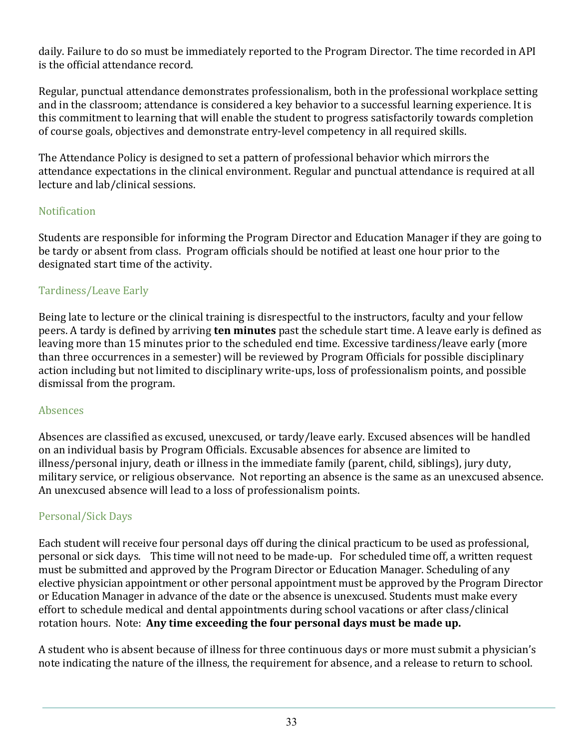daily. Failure to do so must be immediately reported to the Program Director. The time recorded in API is the official attendance record.

Regular, punctual attendance demonstrates professionalism, both in the professional workplace setting and in the classroom; attendance is considered a key behavior to a successful learning experience. It is this commitment to learning that will enable the student to progress satisfactorily towards completion of course goals, objectives and demonstrate entry-level competency in all required skills.

The Attendance Policy is designed to set a pattern of professional behavior which mirrors the attendance expectations in the clinical environment. Regular and punctual attendance is required at all lecture and lab/clinical sessions.

### Notification

Students are responsible for informing the Program Director and Education Manager if they are going to be tardy or absent from class. Program officials should be notified at least one hour prior to the designated start time of the activity.

### Tardiness/Leave Early

Being late to lecture or the clinical training is disrespectful to the instructors, faculty and your fellow peers. A tardy is defined by arriving **ten minutes** past the schedule start time. A leave early is defined as leaving more than 15 minutes prior to the scheduled end time. Excessive tardiness/leave early (more than three occurrences in a semester) will be reviewed by Program Officials for possible disciplinary action including but not limited to disciplinary write-ups, loss of professionalism points, and possible dismissal from the program.

### Absences

Absences are classified as excused, unexcused, or tardy/leave early. Excused absences will be handled on an individual basis by Program Officials. Excusable absences for absence are limited to illness/personal injury, death or illness in the immediate family (parent, child, siblings), jury duty, military service, or religious observance. Not reporting an absence is the same as an unexcused absence. An unexcused absence will lead to a loss of professionalism points.

### Personal/Sick Days

Each student will receive four personal days off during the clinical practicum to be used as professional, personal or sick days. This time will not need to be made-up. For scheduled time off, a written request must be submitted and approved by the Program Director or Education Manager. Scheduling of any elective physician appointment or other personal appointment must be approved by the Program Director or Education Manager in advance of the date or the absence is unexcused. Students must make every effort to schedule medical and dental appointments during school vacations or after class/clinical rotation hours. Note: **Any time exceeding the four personal days must be made up.**

A student who is absent because of illness for three continuous days or more must submit a physician's note indicating the nature of the illness, the requirement for absence, and a release to return to school.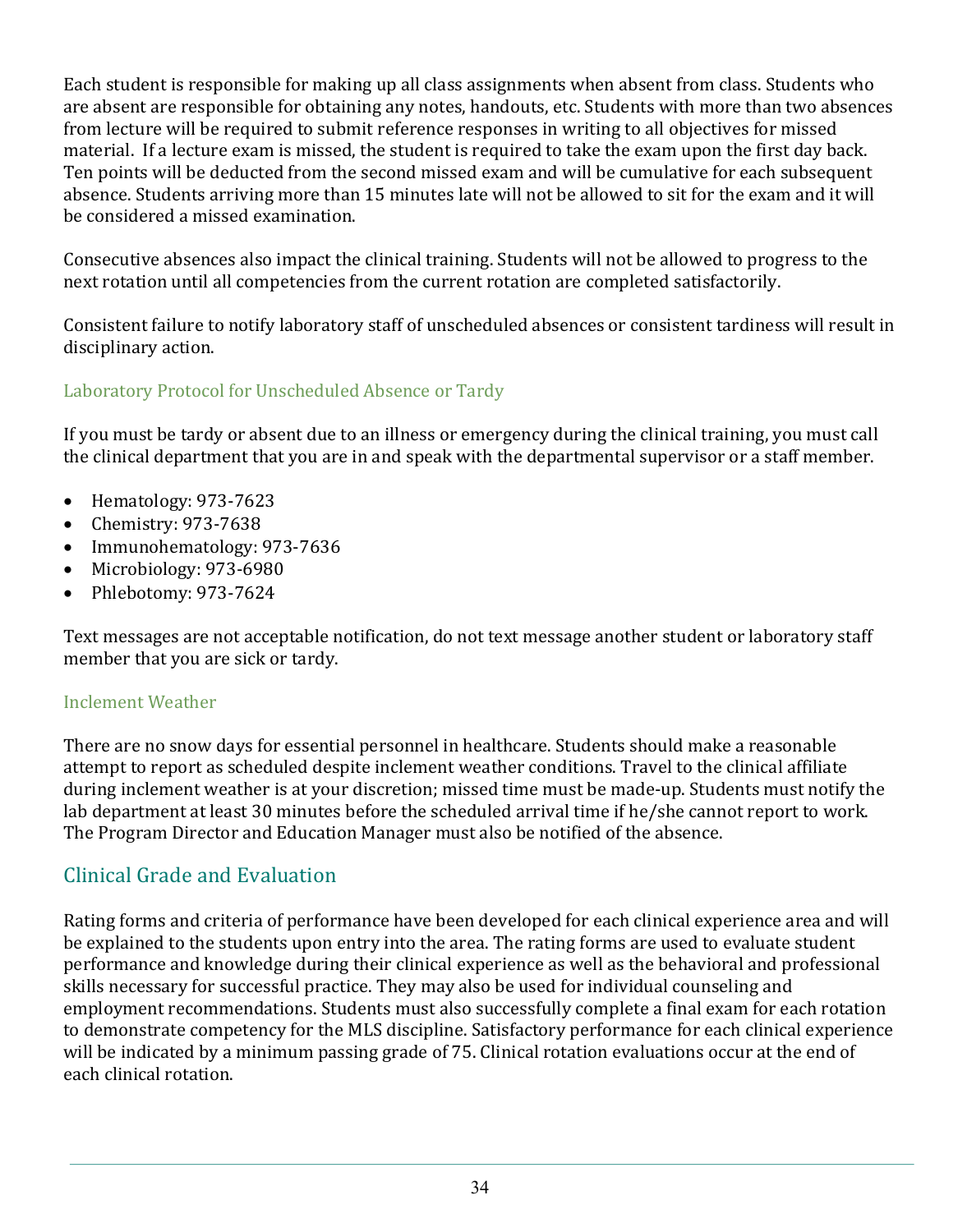Each student is responsible for making up all class assignments when absent from class. Students who are absent are responsible for obtaining any notes, handouts, etc. Students with more than two absences from lecture will be required to submit reference responses in writing to all objectives for missed material. If a lecture exam is missed, the student is required to take the exam upon the first day back. Ten points will be deducted from the second missed exam and will be cumulative for each subsequent absence. Students arriving more than 15 minutes late will not be allowed to sit for the exam and it will be considered a missed examination.

Consecutive absences also impact the clinical training. Students will not be allowed to progress to the next rotation until all competencies from the current rotation are completed satisfactorily.

Consistent failure to notify laboratory staff of unscheduled absences or consistent tardiness will result in disciplinary action.

### Laboratory Protocol for Unscheduled Absence or Tardy

If you must be tardy or absent due to an illness or emergency during the clinical training, you must call the clinical department that you are in and speak with the departmental supervisor or a staff member.

- Hematology: 973-7623
- Chemistry: 973-7638
- Immunohematology: 973-7636
- Microbiology: 973-6980
- Phlebotomy: 973-7624

Text messages are not acceptable notification, do not text message another student or laboratory staff member that you are sick or tardy.

### Inclement Weather

There are no snow days for essential personnel in healthcare. Students should make a reasonable attempt to report as scheduled despite inclement weather conditions. Travel to the clinical affiliate during inclement weather is at your discretion; missed time must be made-up. Students must notify the lab department at least 30 minutes before the scheduled arrival time if he/she cannot report to work. The Program Director and Education Manager must also be notified of the absence.

## Clinical Grade and Evaluation

Rating forms and criteria of performance have been developed for each clinical experience area and will be explained to the students upon entry into the area. The rating forms are used to evaluate student performance and knowledge during their clinical experience as well as the behavioral and professional skills necessary for successful practice. They may also be used for individual counseling and employment recommendations. Students must also successfully complete a final exam for each rotation to demonstrate competency for the MLS discipline. Satisfactory performance for each clinical experience will be indicated by a minimum passing grade of 75. Clinical rotation evaluations occur at the end of each clinical rotation.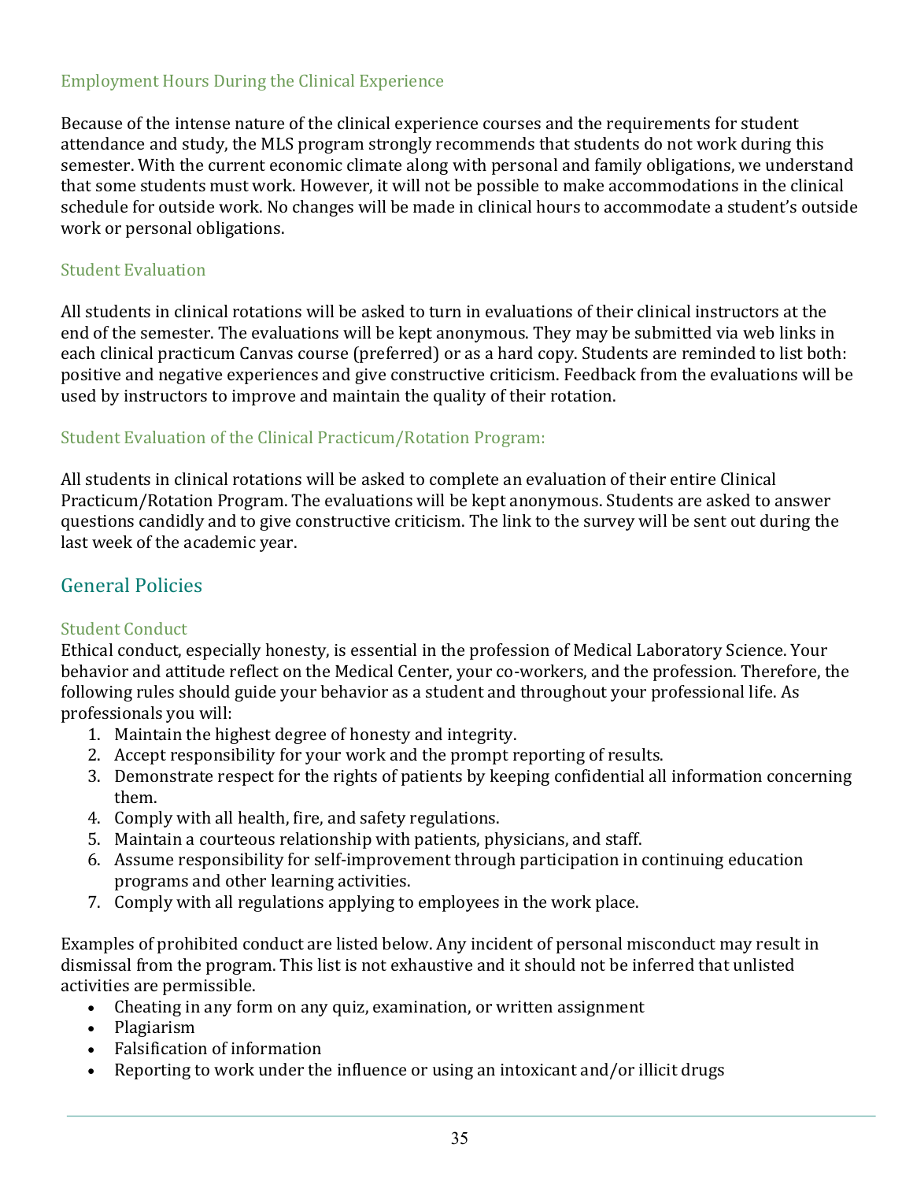### Employment Hours During the Clinical Experience

Because of the intense nature of the clinical experience courses and the requirements for student attendance and study, the MLS program strongly recommends that students do not work during this semester. With the current economic climate along with personal and family obligations, we understand that some students must work. However, it will not be possible to make accommodations in the clinical schedule for outside work. No changes will be made in clinical hours to accommodate a student's outside work or personal obligations.

### Student Evaluation

All students in clinical rotations will be asked to turn in evaluations of their clinical instructors at the end of the semester. The evaluations will be kept anonymous. They may be submitted via web links in each clinical practicum Canvas course (preferred) or as a hard copy. Students are reminded to list both: positive and negative experiences and give constructive criticism. Feedback from the evaluations will be used by instructors to improve and maintain the quality of their rotation.

### Student Evaluation of the Clinical Practicum/Rotation Program:

All students in clinical rotations will be asked to complete an evaluation of their entire Clinical Practicum/Rotation Program. The evaluations will be kept anonymous. Students are asked to answer questions candidly and to give constructive criticism. The link to the survey will be sent out during the last week of the academic year.

## General Policies

### Student Conduct

Ethical conduct, especially honesty, is essential in the profession of Medical Laboratory Science. Your behavior and attitude reflect on the Medical Center, your co-workers, and the profession. Therefore, the following rules should guide your behavior as a student and throughout your professional life. As professionals you will:

1. Maintain the highest degree of honesty and integrity.
2. Accept responsibility for your work and the prompt reporting of results.
3. Demonstrate respect for the rights of patients by keeping confidential all information concerning them.
4. Comply with all health, fire, and safety regulations.
5. Maintain a courteous relationship with patients, physicians, and staff.
6. Assume responsibility for self-improvement through participation in continuing education programs and other learning activities.
7. Comply with all regulations applying to employees in the work place.

Examples of prohibited conduct are listed below. Any incident of personal misconduct may result in dismissal from the program. This list is not exhaustive and it should not be inferred that unlisted activities are permissible.

- Cheating in any form on any quiz, examination, or written assignment
- Plagiarism
- Falsification of information
- Reporting to work under the influence or using an intoxicant and/or illicit drugs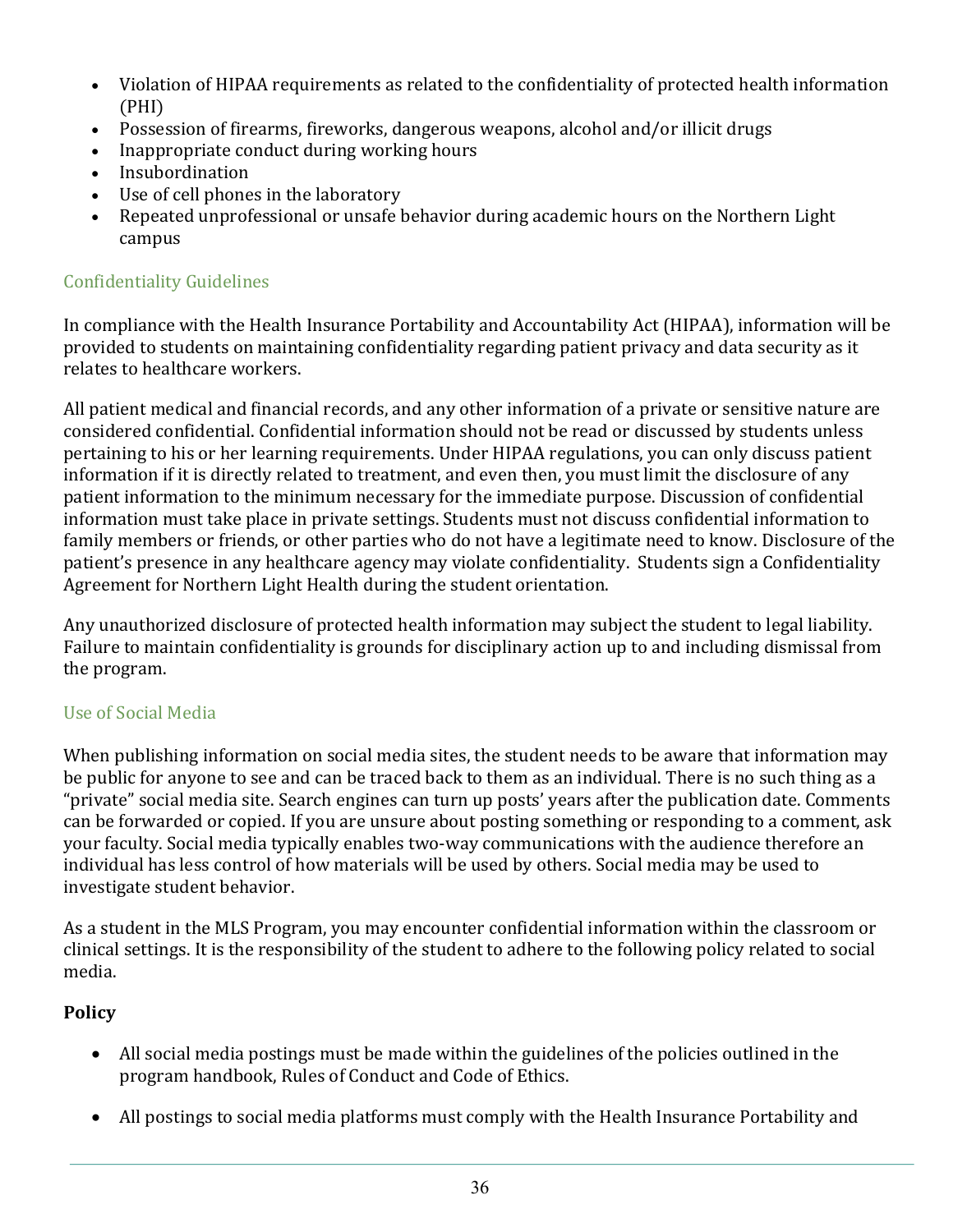- Violation of HIPAA requirements as related to the confidentiality of protected health information (PHI)
- Possession of firearms, fireworks, dangerous weapons, alcohol and/or illicit drugs
- Inappropriate conduct during working hours
- Insubordination
- Use of cell phones in the laboratory
- Repeated unprofessional or unsafe behavior during academic hours on the Northern Light campus

## Confidentiality Guidelines

In compliance with the Health Insurance Portability and Accountability Act (HIPAA), information will be provided to students on maintaining confidentiality regarding patient privacy and data security as it relates to healthcare workers.

All patient medical and financial records, and any other information of a private or sensitive nature are considered confidential. Confidential information should not be read or discussed by students unless pertaining to his or her learning requirements. Under HIPAA regulations, you can only discuss patient information if it is directly related to treatment, and even then, you must limit the disclosure of any patient information to the minimum necessary for the immediate purpose. Discussion of confidential information must take place in private settings. Students must not discuss confidential information to family members or friends, or other parties who do not have a legitimate need to know. Disclosure of the patient's presence in any healthcare agency may violate confidentiality. Students sign a Confidentiality Agreement for Northern Light Health during the student orientation.

Any unauthorized disclosure of protected health information may subject the student to legal liability. Failure to maintain confidentiality is grounds for disciplinary action up to and including dismissal from the program.

## Use of Social Media

When publishing information on social media sites, the student needs to be aware that information may be public for anyone to see and can be traced back to them as an individual. There is no such thing as a "private" social media site. Search engines can turn up posts' years after the publication date. Comments can be forwarded or copied. If you are unsure about posting something or responding to a comment, ask your faculty. Social media typically enables two-way communications with the audience therefore an individual has less control of how materials will be used by others. Social media may be used to investigate student behavior.

As a student in the MLS Program, you may encounter confidential information within the classroom or clinical settings. It is the responsibility of the student to adhere to the following policy related to social media.

**Policy**

- All social media postings must be made within the guidelines of the policies outlined in the program handbook, Rules of Conduct and Code of Ethics.
- All postings to social media platforms must comply with the Health Insurance Portability and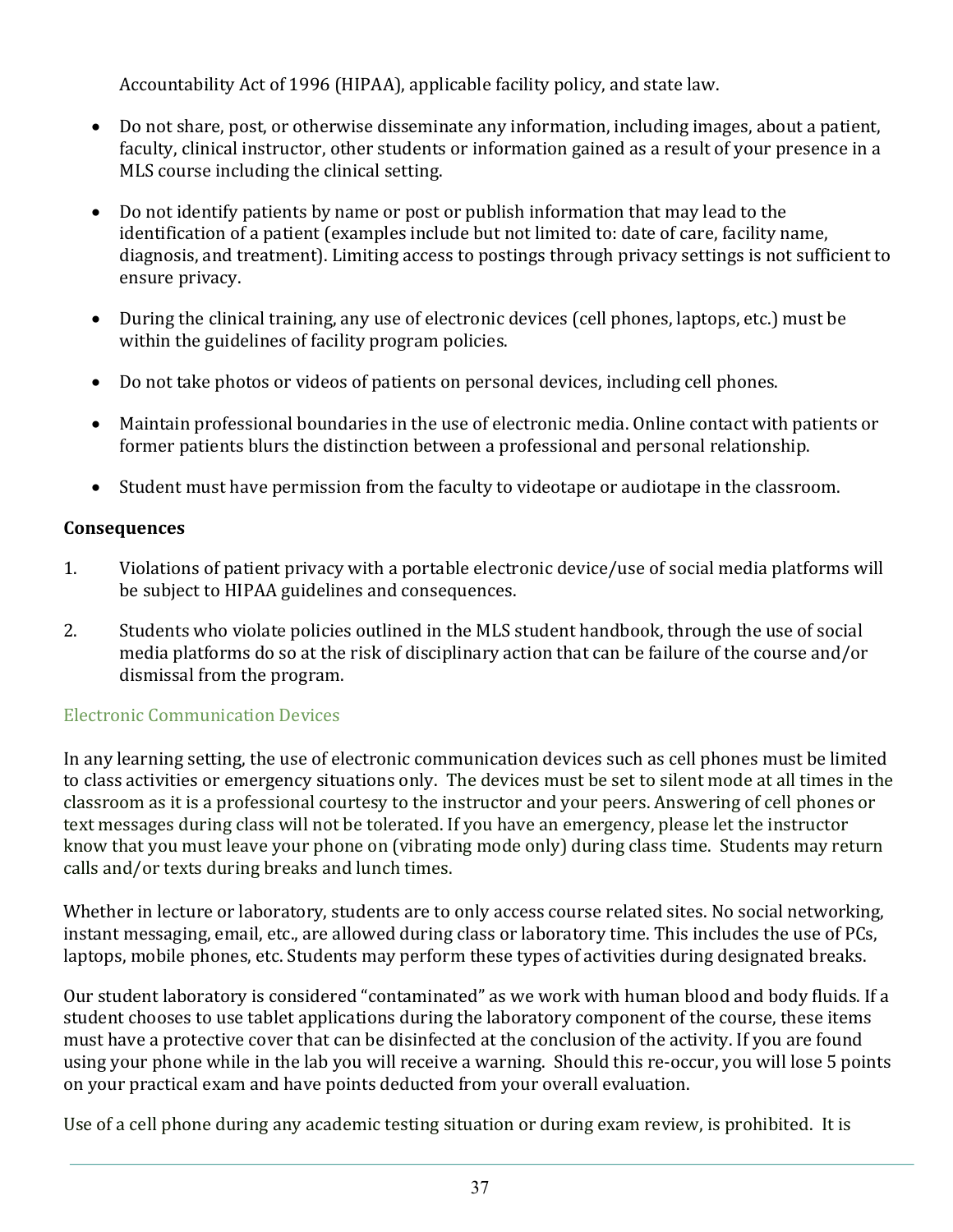Accountability Act of 1996 (HIPAA), applicable facility policy, and state law.

- Do not share, post, or otherwise disseminate any information, including images, about a patient, faculty, clinical instructor, other students or information gained as a result of your presence in a MLS course including the clinical setting.
- Do not identify patients by name or post or publish information that may lead to the identification of a patient (examples include but not limited to: date of care, facility name, diagnosis, and treatment). Limiting access to postings through privacy settings is not sufficient to ensure privacy.
- During the clinical training, any use of electronic devices (cell phones, laptops, etc.) must be within the guidelines of facility program policies.
- Do not take photos or videos of patients on personal devices, including cell phones.
- Maintain professional boundaries in the use of electronic media. Online contact with patients or former patients blurs the distinction between a professional and personal relationship.
- Student must have permission from the faculty to videotape or audiotape in the classroom.

**Consequences**

1. Violations of patient privacy with a portable electronic device/use of social media platforms will be subject to HIPAA guidelines and consequences.
2. Students who violate policies outlined in the MLS student handbook, through the use of social media platforms do so at the risk of disciplinary action that can be failure of the course and/or dismissal from the program.

### Electronic Communication Devices

In any learning setting, the use of electronic communication devices such as cell phones must be limited to class activities or emergency situations only. The devices must be set to silent mode at all times in the classroom as it is a professional courtesy to the instructor and your peers. Answering of cell phones or text messages during class will not be tolerated. If you have an emergency, please let the instructor know that you must leave your phone on (vibrating mode only) during class time. Students may return calls and/or texts during breaks and lunch times.

Whether in lecture or laboratory, students are to only access course related sites. No social networking, instant messaging, email, etc., are allowed during class or laboratory time. This includes the use of PCs, laptops, mobile phones, etc. Students may perform these types of activities during designated breaks.

Our student laboratory is considered "contaminated" as we work with human blood and body fluids. If a student chooses to use tablet applications during the laboratory component of the course, these items must have a protective cover that can be disinfected at the conclusion of the activity. If you are found using your phone while in the lab you will receive a warning. Should this re-occur, you will lose 5 points on your practical exam and have points deducted from your overall evaluation.

Use of a cell phone during any academic testing situation or during exam review, is prohibited. It is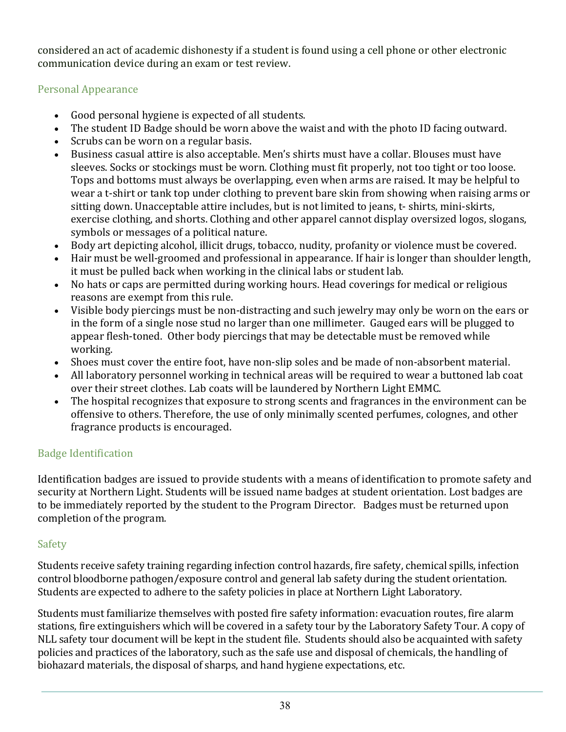considered an act of academic dishonesty if a student is found using a cell phone or other electronic communication device during an exam or test review.

## Personal Appearance

- Good personal hygiene is expected of all students.
- The student ID Badge should be worn above the waist and with the photo ID facing outward.
- Scrubs can be worn on a regular basis.
- Business casual attire is also acceptable. Men's shirts must have a collar. Blouses must have sleeves. Socks or stockings must be worn. Clothing must fit properly, not too tight or too loose. Tops and bottoms must always be overlapping, even when arms are raised. It may be helpful to wear a t-shirt or tank top under clothing to prevent bare skin from showing when raising arms or sitting down. Unacceptable attire includes, but is not limited to jeans, t- shirts, mini-skirts, exercise clothing, and shorts. Clothing and other apparel cannot display oversized logos, slogans, symbols or messages of a political nature.
- Body art depicting alcohol, illicit drugs, tobacco, nudity, profanity or violence must be covered.
- Hair must be well-groomed and professional in appearance. If hair is longer than shoulder length, it must be pulled back when working in the clinical labs or student lab.
- No hats or caps are permitted during working hours. Head coverings for medical or religious reasons are exempt from this rule.
- Visible body piercings must be non-distracting and such jewelry may only be worn on the ears or in the form of a single nose stud no larger than one millimeter. Gauged ears will be plugged to appear flesh-toned. Other body piercings that may be detectable must be removed while working.
- Shoes must cover the entire foot, have non-slip soles and be made of non-absorbent material.
- All laboratory personnel working in technical areas will be required to wear a buttoned lab coat over their street clothes. Lab coats will be laundered by Northern Light EMMC.
- The hospital recognizes that exposure to strong scents and fragrances in the environment can be offensive to others. Therefore, the use of only minimally scented perfumes, colognes, and other fragrance products is encouraged.

## Badge Identification

Identification badges are issued to provide students with a means of identification to promote safety and security at Northern Light. Students will be issued name badges at student orientation. Lost badges are to be immediately reported by the student to the Program Director. Badges must be returned upon completion of the program.

## Safety

Students receive safety training regarding infection control hazards, fire safety, chemical spills, infection control bloodborne pathogen/exposure control and general lab safety during the student orientation. Students are expected to adhere to the safety policies in place at Northern Light Laboratory.

Students must familiarize themselves with posted fire safety information: evacuation routes, fire alarm stations, fire extinguishers which will be covered in a safety tour by the Laboratory Safety Tour. A copy of NLL safety tour document will be kept in the student file. Students should also be acquainted with safety policies and practices of the laboratory, such as the safe use and disposal of chemicals, the handling of biohazard materials, the disposal of sharps, and hand hygiene expectations, etc.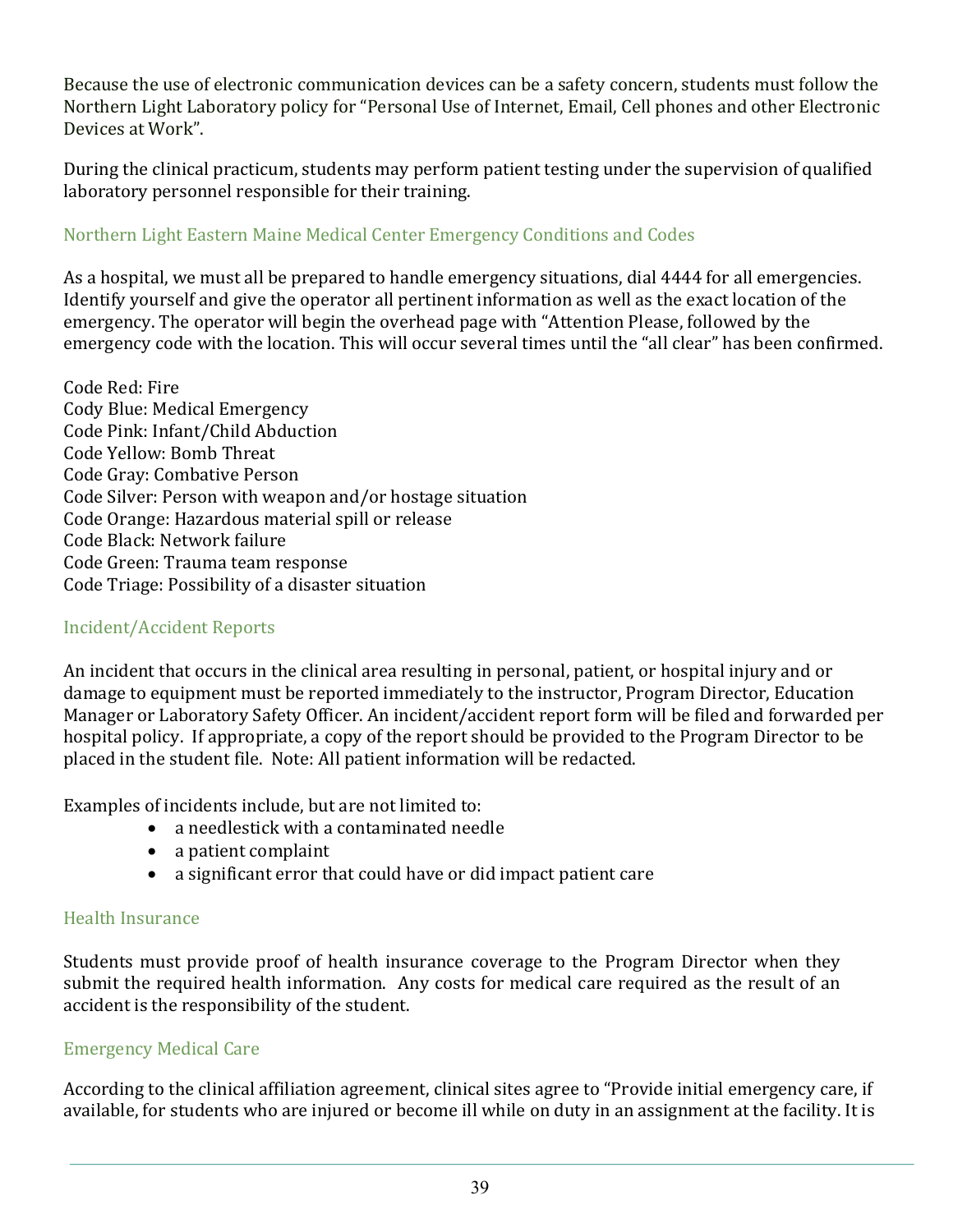Because the use of electronic communication devices can be a safety concern, students must follow the Northern Light Laboratory policy for "Personal Use of Internet, Email, Cell phones and other Electronic Devices at Work".

During the clinical practicum, students may perform patient testing under the supervision of qualified laboratory personnel responsible for their training.

## Northern Light Eastern Maine Medical Center Emergency Conditions and Codes

As a hospital, we must all be prepared to handle emergency situations, dial 4444 for all emergencies. Identify yourself and give the operator all pertinent information as well as the exact location of the emergency. The operator will begin the overhead page with "Attention Please, followed by the emergency code with the location. This will occur several times until the "all clear" has been confirmed.

Code Red: Fire
Cody Blue: Medical Emergency
Code Pink: Infant/Child Abduction
Code Yellow: Bomb Threat
Code Gray: Combative Person
Code Silver: Person with weapon and/or hostage situation
Code Orange: Hazardous material spill or release
Code Black: Network failure
Code Green: Trauma team response
Code Triage: Possibility of a disaster situation

## Incident/Accident Reports

An incident that occurs in the clinical area resulting in personal, patient, or hospital injury and or damage to equipment must be reported immediately to the instructor, Program Director, Education Manager or Laboratory Safety Officer. An incident/accident report form will be filed and forwarded per hospital policy. If appropriate, a copy of the report should be provided to the Program Director to be placed in the student file. Note: All patient information will be redacted.

Examples of incidents include, but are not limited to:

- a needlestick with a contaminated needle
- a patient complaint
- a significant error that could have or did impact patient care

## Health Insurance

Students must provide proof of health insurance coverage to the Program Director when they submit the required health information. Any costs for medical care required as the result of an accident is the responsibility of the student.

## Emergency Medical Care

According to the clinical affiliation agreement, clinical sites agree to "Provide initial emergency care, if available, for students who are injured or become ill while on duty in an assignment at the facility. It is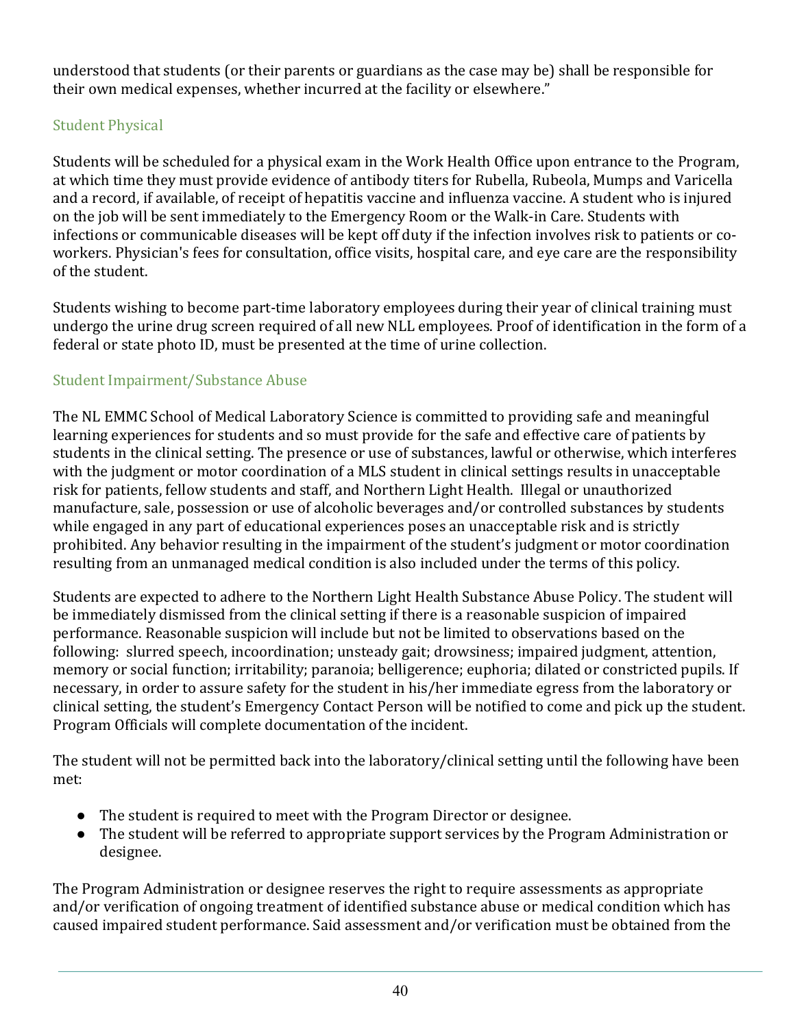understood that students (or their parents or guardians as the case may be) shall be responsible for their own medical expenses, whether incurred at the facility or elsewhere."

### Student Physical

Students will be scheduled for a physical exam in the Work Health Office upon entrance to the Program, at which time they must provide evidence of antibody titers for Rubella, Rubeola, Mumps and Varicella and a record, if available, of receipt of hepatitis vaccine and influenza vaccine. A student who is injured on the job will be sent immediately to the Emergency Room or the Walk-in Care. Students with infections or communicable diseases will be kept off duty if the infection involves risk to patients or co-workers. Physician's fees for consultation, office visits, hospital care, and eye care are the responsibility of the student.

Students wishing to become part-time laboratory employees during their year of clinical training must undergo the urine drug screen required of all new NLL employees. Proof of identification in the form of a federal or state photo ID, must be presented at the time of urine collection.

### Student Impairment/Substance Abuse

The NL EMMC School of Medical Laboratory Science is committed to providing safe and meaningful learning experiences for students and so must provide for the safe and effective care of patients by students in the clinical setting. The presence or use of substances, lawful or otherwise, which interferes with the judgment or motor coordination of a MLS student in clinical settings results in unacceptable risk for patients, fellow students and staff, and Northern Light Health. Illegal or unauthorized manufacture, sale, possession or use of alcoholic beverages and/or controlled substances by students while engaged in any part of educational experiences poses an unacceptable risk and is strictly prohibited. Any behavior resulting in the impairment of the student's judgment or motor coordination resulting from an unmanaged medical condition is also included under the terms of this policy.

Students are expected to adhere to the Northern Light Health Substance Abuse Policy. The student will be immediately dismissed from the clinical setting if there is a reasonable suspicion of impaired performance. Reasonable suspicion will include but not be limited to observations based on the following: slurred speech, incoordination; unsteady gait; drowsiness; impaired judgment, attention, memory or social function; irritability; paranoia; belligerence; euphoria; dilated or constricted pupils. If necessary, in order to assure safety for the student in his/her immediate egress from the laboratory or clinical setting, the student's Emergency Contact Person will be notified to come and pick up the student. Program Officials will complete documentation of the incident.

The student will not be permitted back into the laboratory/clinical setting until the following have been met:

- The student is required to meet with the Program Director or designee.
- The student will be referred to appropriate support services by the Program Administration or designee.

The Program Administration or designee reserves the right to require assessments as appropriate and/or verification of ongoing treatment of identified substance abuse or medical condition which has caused impaired student performance. Said assessment and/or verification must be obtained from the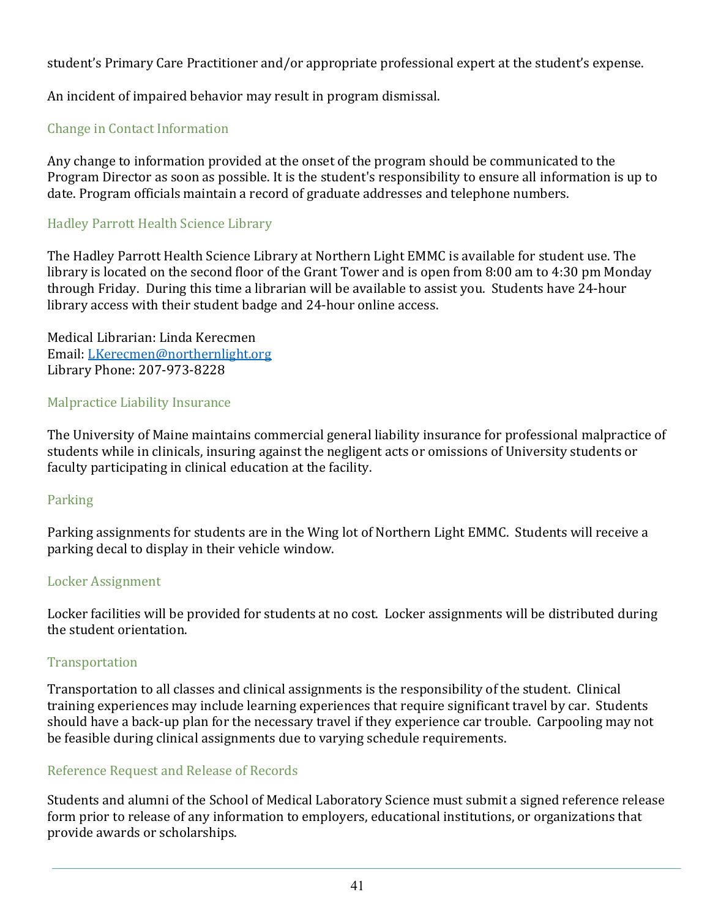student's Primary Care Practitioner and/or appropriate professional expert at the student's expense.

An incident of impaired behavior may result in program dismissal.

### Change in Contact Information

Any change to information provided at the onset of the program should be communicated to the Program Director as soon as possible. It is the student's responsibility to ensure all information is up to date. Program officials maintain a record of graduate addresses and telephone numbers.

### Hadley Parrott Health Science Library

The Hadley Parrott Health Science Library at Northern Light EMMC is available for student use. The library is located on the second floor of the Grant Tower and is open from 8:00 am to 4:30 pm Monday through Friday. During this time a librarian will be available to assist you. Students have 24-hour library access with their student badge and 24-hour online access.

Medical Librarian: Linda Kerecmen
Email: LKerecmen@northernlight.org
Library Phone: 207-973-8228

### Malpractice Liability Insurance

The University of Maine maintains commercial general liability insurance for professional malpractice of students while in clinicals, insuring against the negligent acts or omissions of University students or faculty participating in clinical education at the facility.

### Parking

Parking assignments for students are in the Wing lot of Northern Light EMMC. Students will receive a parking decal to display in their vehicle window.

### Locker Assignment

Locker facilities will be provided for students at no cost. Locker assignments will be distributed during the student orientation.

### Transportation

Transportation to all classes and clinical assignments is the responsibility of the student. Clinical training experiences may include learning experiences that require significant travel by car. Students should have a back-up plan for the necessary travel if they experience car trouble. Carpooling may not be feasible during clinical assignments due to varying schedule requirements.

### Reference Request and Release of Records

Students and alumni of the School of Medical Laboratory Science must submit a signed reference release form prior to release of any information to employers, educational institutions, or organizations that provide awards or scholarships.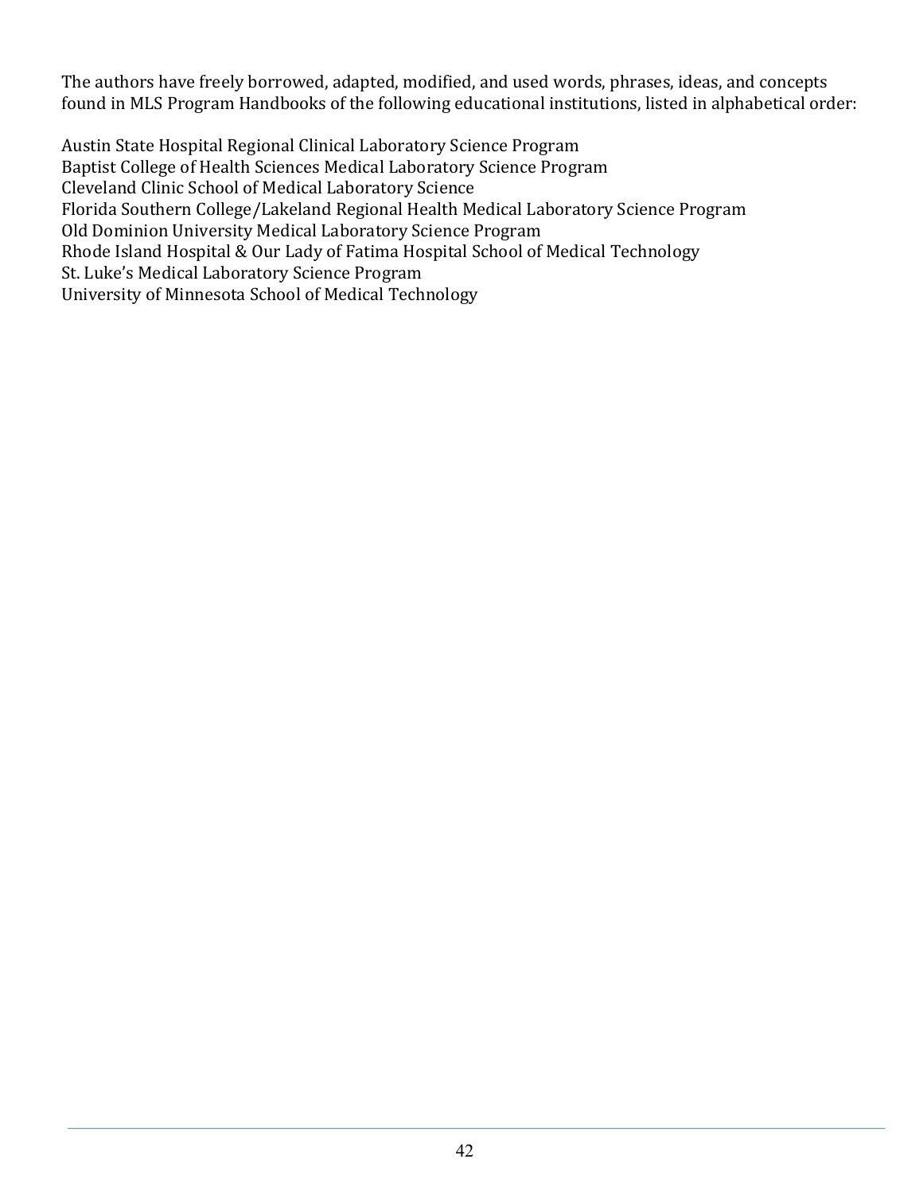The authors have freely borrowed, adapted, modified, and used words, phrases, ideas, and concepts found in MLS Program Handbooks of the following educational institutions, listed in alphabetical order:

Austin State Hospital Regional Clinical Laboratory Science Program
Baptist College of Health Sciences Medical Laboratory Science Program
Cleveland Clinic School of Medical Laboratory Science
Florida Southern College/Lakeland Regional Health Medical Laboratory Science Program
Old Dominion University Medical Laboratory Science Program
Rhode Island Hospital & Our Lady of Fatima Hospital School of Medical Technology
St. Luke's Medical Laboratory Science Program
University of Minnesota School of Medical Technology